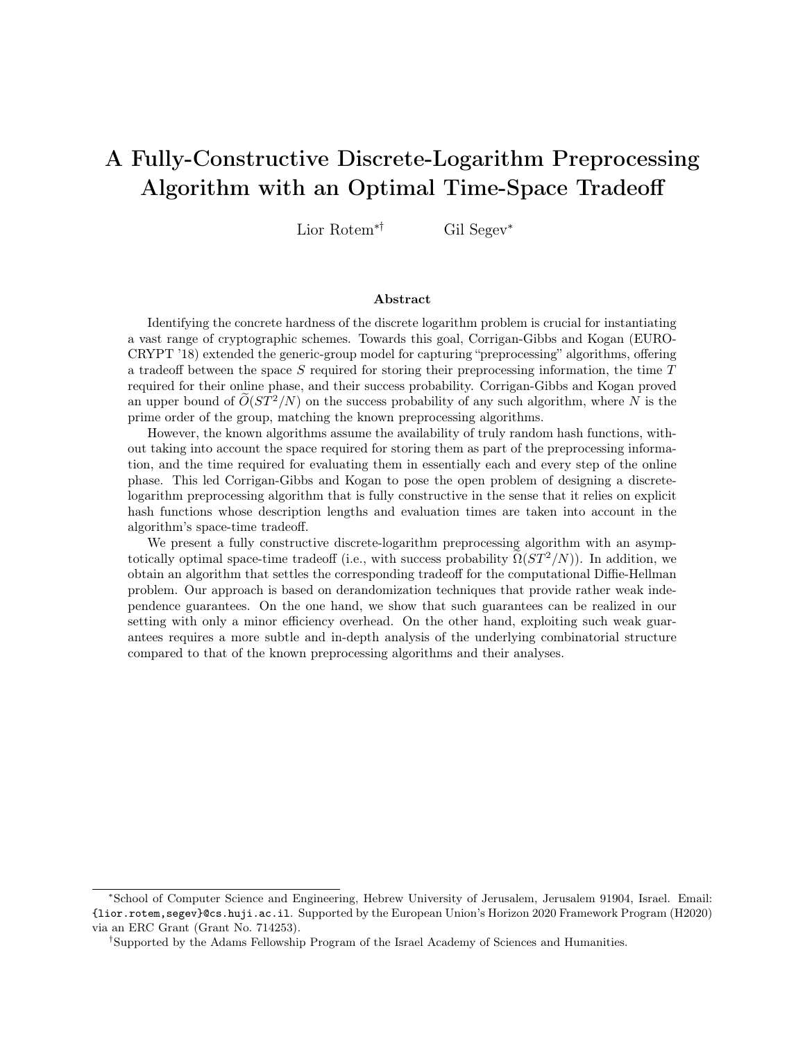# A Fully-Constructive Discrete-Logarithm Preprocessing Algorithm with an Optimal Time-Space Tradeoff

Lior Rotem[*†] Gil Segev[*]

### Abstract

Identifying the concrete hardness of the discrete logarithm problem is crucial for instantiating a vast range of cryptographic schemes. Towards this goal, Corrigan-Gibbs and Kogan (EUROCRYPT '18) extended the generic-group model for capturing "preprocessing" algorithms, offering a tradeoff between the space $S$ required for storing their preprocessing information, the time $T$ required for their online phase, and their success probability. Corrigan-Gibbs and Kogan proved an upper bound of $\widetilde{O}(ST^2/N)$ on the success probability of any such algorithm, where $N$ is the prime order of the group, matching the known preprocessing algorithms.

However, the known algorithms assume the availability of truly random hash functions, without taking into account the space required for storing them as part of the preprocessing information, and the time required for evaluating them in essentially each and every step of the online phase. This led Corrigan-Gibbs and Kogan to pose the open problem of designing a discrete-logarithm preprocessing algorithm that is fully constructive in the sense that it relies on explicit hash functions whose description lengths and evaluation times are taken into account in the algorithm's space-time tradeoff.

We present a fully constructive discrete-logarithm preprocessing algorithm with an asymptotically optimal space-time tradeoff (i.e., with success probability $\widetilde{\Omega}(ST^2/N)$). In addition, we obtain an algorithm that settles the corresponding tradeoff for the computational Diffie-Hellman problem. Our approach is based on derandomization techniques that provide rather weak independence guarantees. On the one hand, we show that such guarantees can be realized in our setting with only a minor efficiency overhead. On the other hand, exploiting such weak guarantees requires a more subtle and in-depth analysis of the underlying combinatorial structure compared to that of the known preprocessing algorithms and their analyses.

---

[*]School of Computer Science and Engineering, Hebrew University of Jerusalem, Jerusalem 91904, Israel. Email: `{lior.rotem,segev}@cs.huji.ac.il`. Supported by the European Union's Horizon 2020 Framework Program (H2020) via an ERC Grant (Grant No. 714253).

[†]Supported by the Adams Fellowship Program of the Israel Academy of Sciences and Humanities.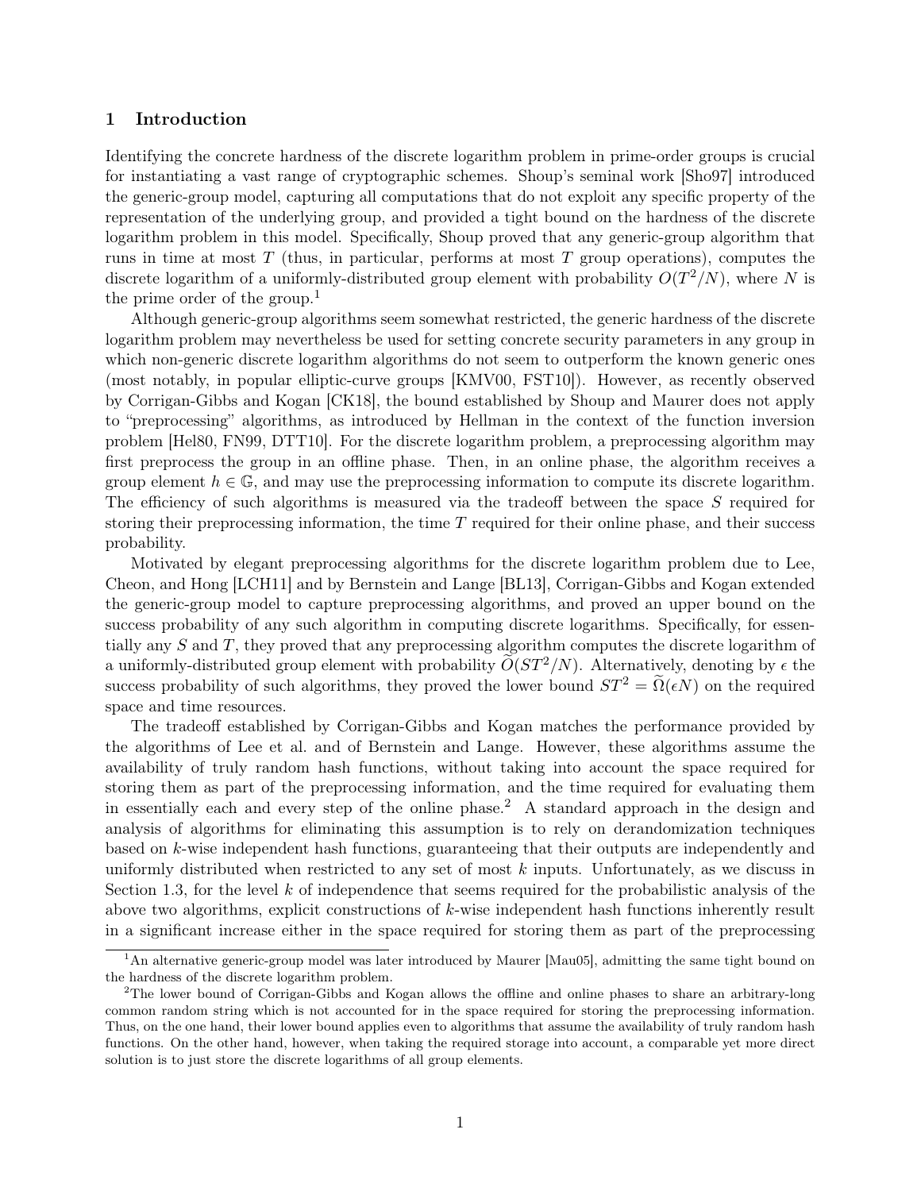## 1 Introduction

Identifying the concrete hardness of the discrete logarithm problem in prime-order groups is crucial for instantiating a vast range of cryptographic schemes. Shoup's seminal work [Sho97] introduced the generic-group model, capturing all computations that do not exploit any specific property of the representation of the underlying group, and provided a tight bound on the hardness of the discrete logarithm problem in this model. Specifically, Shoup proved that any generic-group algorithm that runs in time at most $T$ (thus, in particular, performs at most $T$ group operations), computes the discrete logarithm of a uniformly-distributed group element with probability $O(T^2/N)$, where $N$ is the prime order of the group.[1]

Although generic-group algorithms seem somewhat restricted, the generic hardness of the discrete logarithm problem may nevertheless be used for setting concrete security parameters in any group in which non-generic discrete logarithm algorithms do not seem to outperform the known generic ones (most notably, in popular elliptic-curve groups [KMV00, FST10]). However, as recently observed by Corrigan-Gibbs and Kogan [CK18], the bound established by Shoup and Maurer does not apply to "preprocessing" algorithms, as introduced by Hellman in the context of the function inversion problem [Hel80, FN99, DTT10]. For the discrete logarithm problem, a preprocessing algorithm may first preprocess the group in an offline phase. Then, in an online phase, the algorithm receives a group element $h \in \mathbb{G}$, and may use the preprocessing information to compute its discrete logarithm. The efficiency of such algorithms is measured via the tradeoff between the space $S$ required for storing their preprocessing information, the time $T$ required for their online phase, and their success probability.

Motivated by elegant preprocessing algorithms for the discrete logarithm problem due to Lee, Cheon, and Hong [LCH11] and by Bernstein and Lange [BL13], Corrigan-Gibbs and Kogan extended the generic-group model to capture preprocessing algorithms, and proved an upper bound on the success probability of any such algorithm in computing discrete logarithms. Specifically, for essentially any $S$ and $T$, they proved that any preprocessing algorithm computes the discrete logarithm of a uniformly-distributed group element with probability $\widetilde{O}(ST^2/N)$. Alternatively, denoting by $\epsilon$ the success probability of such algorithms, they proved the lower bound $ST^2 = \widetilde{\Omega}(\epsilon N)$ on the required space and time resources.

The tradeoff established by Corrigan-Gibbs and Kogan matches the performance provided by the algorithms of Lee et al. and of Bernstein and Lange. However, these algorithms assume the availability of truly random hash functions, without taking into account the space required for storing them as part of the preprocessing information, and the time required for evaluating them in essentially each and every step of the online phase.[2] A standard approach in the design and analysis of algorithms for eliminating this assumption is to rely on derandomization techniques based on $k$-wise independent hash functions, guaranteeing that their outputs are independently and uniformly distributed when restricted to any set of most $k$ inputs. Unfortunately, as we discuss in Section 1.3, for the level $k$ of independence that seems required for the probabilistic analysis of the above two algorithms, explicit constructions of $k$-wise independent hash functions inherently result in a significant increase either in the space required for storing them as part of the preprocessing

[1] An alternative generic-group model was later introduced by Maurer [Mau05], admitting the same tight bound on the hardness of the discrete logarithm problem.

[2] The lower bound of Corrigan-Gibbs and Kogan allows the offline and online phases to share an arbitrary-long common random string which is not accounted for in the space required for storing the preprocessing information. Thus, on the one hand, their lower bound applies even to algorithms that assume the availability of truly random hash functions. On the other hand, however, when taking the required storage into account, a comparable yet more direct solution is to just store the discrete logarithms of all group elements.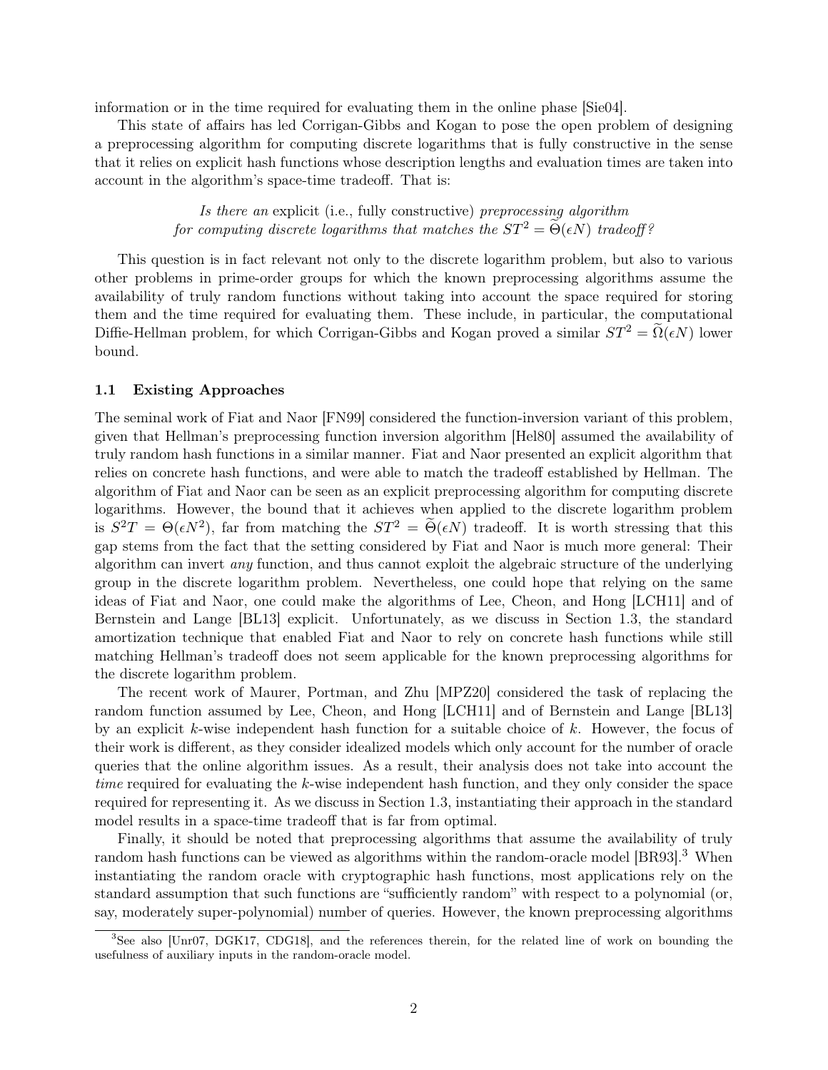information or in the time required for evaluating them in the online phase [Sie04].

This state of affairs has led Corrigan-Gibbs and Kogan to pose the open problem of designing a preprocessing algorithm for computing discrete logarithms that is fully constructive in the sense that it relies on explicit hash functions whose description lengths and evaluation times are taken into account in the algorithm's space-time tradeoff. That is:

*Is there an* explicit (i.e., fully constructive) *preprocessing algorithm for computing discrete logarithms that matches the $ST^2 = \widetilde{\Theta}(\epsilon N)$ tradeoff?*

This question is in fact relevant not only to the discrete logarithm problem, but also to various other problems in prime-order groups for which the known preprocessing algorithms assume the availability of truly random functions without taking into account the space required for storing them and the time required for evaluating them. These include, in particular, the computational Diffie-Hellman problem, for which Corrigan-Gibbs and Kogan proved a similar $ST^2 = \widetilde{\Omega}(\epsilon N)$ lower bound.

### 1.1 Existing Approaches

The seminal work of Fiat and Naor [FN99] considered the function-inversion variant of this problem, given that Hellman's preprocessing function inversion algorithm [Hel80] assumed the availability of truly random hash functions in a similar manner. Fiat and Naor presented an explicit algorithm that relies on concrete hash functions, and were able to match the tradeoff established by Hellman. The algorithm of Fiat and Naor can be seen as an explicit preprocessing algorithm for computing discrete logarithms. However, the bound that it achieves when applied to the discrete logarithm problem is $S^2T = \Theta(\epsilon N^2)$, far from matching the $ST^2 = \widetilde{\Theta}(\epsilon N)$ tradeoff. It is worth stressing that this gap stems from the fact that the setting considered by Fiat and Naor is much more general: Their algorithm can invert *any* function, and thus cannot exploit the algebraic structure of the underlying group in the discrete logarithm problem. Nevertheless, one could hope that relying on the same ideas of Fiat and Naor, one could make the algorithms of Lee, Cheon, and Hong [LCH11] and of Bernstein and Lange [BL13] explicit. Unfortunately, as we discuss in Section 1.3, the standard amortization technique that enabled Fiat and Naor to rely on concrete hash functions while still matching Hellman's tradeoff does not seem applicable for the known preprocessing algorithms for the discrete logarithm problem.

The recent work of Maurer, Portman, and Zhu [MPZ20] considered the task of replacing the random function assumed by Lee, Cheon, and Hong [LCH11] and of Bernstein and Lange [BL13] by an explicit $k$-wise independent hash function for a suitable choice of $k$. However, the focus of their work is different, as they consider idealized models which only account for the number of oracle queries that the online algorithm issues. As a result, their analysis does not take into account the *time* required for evaluating the $k$-wise independent hash function, and they only consider the space required for representing it. As we discuss in Section 1.3, instantiating their approach in the standard model results in a space-time tradeoff that is far from optimal.

Finally, it should be noted that preprocessing algorithms that assume the availability of truly random hash functions can be viewed as algorithms within the random-oracle model [BR93].[3] When instantiating the random oracle with cryptographic hash functions, most applications rely on the standard assumption that such functions are "sufficiently random" with respect to a polynomial (or, say, moderately super-polynomial) number of queries. However, the known preprocessing algorithms

[3] See also [Unr07, DGK17, CDG18], and the references therein, for the related line of work on bounding the usefulness of auxiliary inputs in the random-oracle model.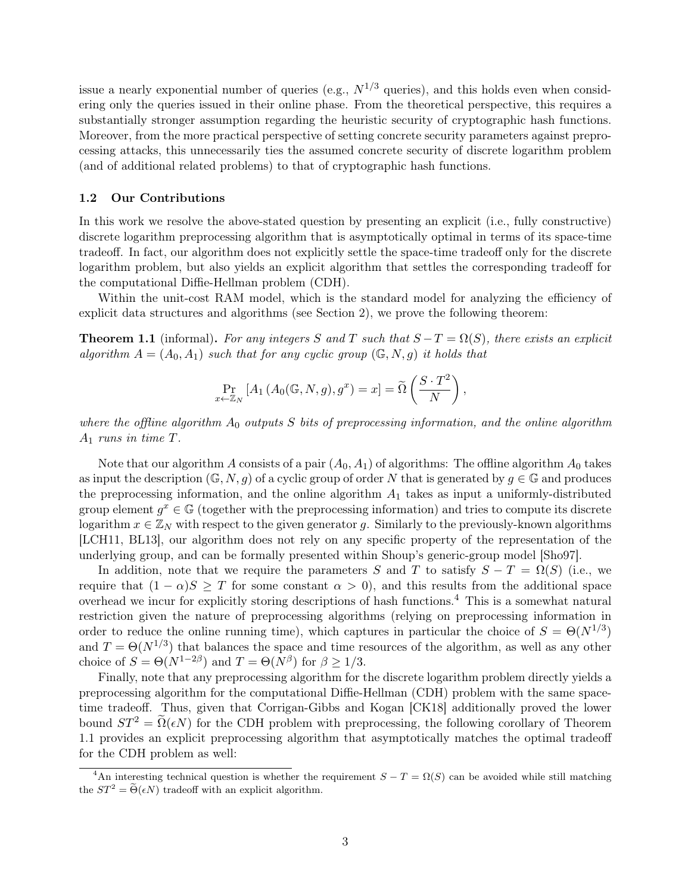issue a nearly exponential number of queries (e.g., $N^{1/3}$ queries), and this holds even when considering only the queries issued in their online phase. From the theoretical perspective, this requires a substantially stronger assumption regarding the heuristic security of cryptographic hash functions. Moreover, from the more practical perspective of setting concrete security parameters against preprocessing attacks, this unnecessarily ties the assumed concrete security of discrete logarithm problem (and of additional related problems) to that of cryptographic hash functions.

### 1.2 Our Contributions

In this work we resolve the above-stated question by presenting an explicit (i.e., fully constructive) discrete logarithm preprocessing algorithm that is asymptotically optimal in terms of its space-time tradeoff. In fact, our algorithm does not explicitly settle the space-time tradeoff only for the discrete logarithm problem, but also yields an explicit algorithm that settles the corresponding tradeoff for the computational Diffie-Hellman problem (CDH).

Within the unit-cost RAM model, which is the standard model for analyzing the efficiency of explicit data structures and algorithms (see Section 2), we prove the following theorem:

**Theorem 1.1** (informal)**.** *For any integers $S$ and $T$ such that $S - T = \Omega(S)$, there exists an explicit algorithm $A = (A_0, A_1)$ such that for any cyclic group $(\mathbb{G}, N, g)$ it holds that*

$$\Pr_{x \leftarrow \mathbb{Z}_N}\left[A_1\left(A_0(\mathbb{G}, N, g), g^x\right) = x\right] = \widetilde{\Omega}\left(\frac{S \cdot T^2}{N}\right),$$

*where the offline algorithm $A_0$ outputs $S$ bits of preprocessing information, and the online algorithm $A_1$ runs in time $T$.*

Note that our algorithm $A$ consists of a pair $(A_0, A_1)$ of algorithms: The offline algorithm $A_0$ takes as input the description $(\mathbb{G}, N, g)$ of a cyclic group of order $N$ that is generated by $g \in \mathbb{G}$ and produces the preprocessing information, and the online algorithm $A_1$ takes as input a uniformly-distributed group element $g^x \in \mathbb{G}$ (together with the preprocessing information) and tries to compute its discrete logarithm $x \in \mathbb{Z}_N$ with respect to the given generator $g$. Similarly to the previously-known algorithms [LCH11, BL13], our algorithm does not rely on any specific property of the representation of the underlying group, and can be formally presented within Shoup's generic-group model [Sho97].

In addition, note that we require the parameters $S$ and $T$ to satisfy $S - T = \Omega(S)$ (i.e., we require that $(1 - \alpha)S \geq T$ for some constant $\alpha > 0$), and this results from the additional space overhead we incur for explicitly storing descriptions of hash functions.[4] This is a somewhat natural restriction given the nature of preprocessing algorithms (relying on preprocessing information in order to reduce the online running time), which captures in particular the choice of $S = \Theta(N^{1/3})$ and $T = \Theta(N^{1/3})$ that balances the space and time resources of the algorithm, as well as any other choice of $S = \Theta(N^{1-2\beta})$ and $T = \Theta(N^{\beta})$ for $\beta \geq 1/3$.

Finally, note that any preprocessing algorithm for the discrete logarithm problem directly yields a preprocessing algorithm for the computational Diffie-Hellman (CDH) problem with the same space-time tradeoff. Thus, given that Corrigan-Gibbs and Kogan [CK18] additionally proved the lower bound $ST^2 = \widetilde{\Omega}(\epsilon N)$ for the CDH problem with preprocessing, the following corollary of Theorem 1.1 provides an explicit preprocessing algorithm that asymptotically matches the optimal tradeoff for the CDH problem as well:

[4] An interesting technical question is whether the requirement $S - T = \Omega(S)$ can be avoided while still matching the $ST^2 = \widetilde{\Theta}(\epsilon N)$ tradeoff with an explicit algorithm.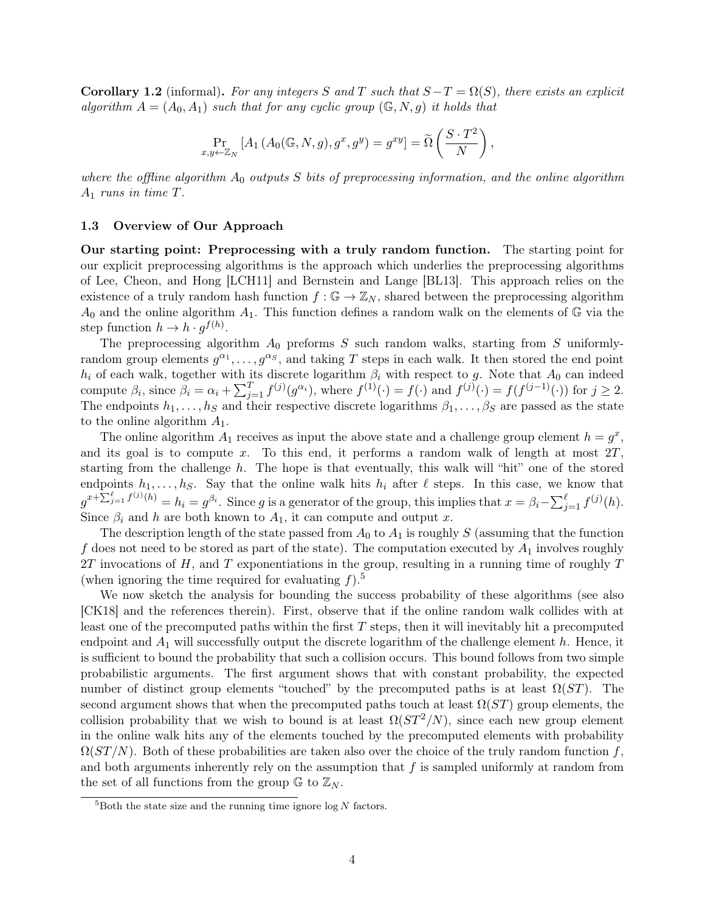**Corollary 1.2** (informal)**.** *For any integers $S$ and $T$ such that $S-T = \Omega(S)$, there exists an explicit algorithm $A = (A_0, A_1)$ such that for any cyclic group $(\mathbb{G}, N, g)$ it holds that*

$$\Pr_{x,y \leftarrow \mathbb{Z}_N} \left[ A_1\left(A_0(\mathbb{G}, N, g), g^x, g^y\right) = g^{xy} \right] = \widetilde{\Omega}\left( \frac{S \cdot T^2}{N} \right),$$

*where the offline algorithm $A_0$ outputs $S$ bits of preprocessing information, and the online algorithm $A_1$ runs in time $T$.*

### 1.3 Overview of Our Approach

**Our starting point: Preprocessing with a truly random function.** The starting point for our explicit preprocessing algorithms is the approach which underlies the preprocessing algorithms of Lee, Cheon, and Hong [LCH11] and Bernstein and Lange [BL13]. This approach relies on the existence of a truly random hash function $f : \mathbb{G} \to \mathbb{Z}_N$, shared between the preprocessing algorithm $A_0$ and the online algorithm $A_1$. This function defines a random walk on the elements of $\mathbb{G}$ via the step function $h \to h \cdot g^{f(h)}$.

The preprocessing algorithm $A_0$ preforms $S$ such random walks, starting from $S$ uniformly-random group elements $g^{\alpha_1}, \ldots, g^{\alpha_S}$, and taking $T$ steps in each walk. It then stored the end point $h_i$ of each walk, together with its discrete logarithm $\beta_i$ with respect to $g$. Note that $A_0$ can indeed compute $\beta_i$, since $\beta_i = \alpha_i + \sum_{j=1}^{T} f^{(j)}(g^{\alpha_i})$, where $f^{(1)}(\cdot) = f(\cdot)$ and $f^{(j)}(\cdot) = f(f^{(j-1)}(\cdot))$ for $j \geq 2$. The endpoints $h_1, \ldots, h_S$ and their respective discrete logarithms $\beta_1, \ldots, \beta_S$ are passed as the state to the online algorithm $A_1$.

The online algorithm $A_1$ receives as input the above state and a challenge group element $h = g^x$, and its goal is to compute $x$. To this end, it performs a random walk of length at most $2T$, starting from the challenge $h$. The hope is that eventually, this walk will "hit" one of the stored endpoints $h_1, \ldots, h_S$. Say that the online walk hits $h_i$ after $\ell$ steps. In this case, we know that $g^{x + \sum_{j=1}^{\ell} f^{(j)}(h)} = h_i = g^{\beta_i}$. Since $g$ is a generator of the group, this implies that $x = \beta_i - \sum_{j=1}^{\ell} f^{(j)}(h)$. Since $\beta_i$ and $h$ are both known to $A_1$, it can compute and output $x$.

The description length of the state passed from $A_0$ to $A_1$ is roughly $S$ (assuming that the function $f$ does not need to be stored as part of the state). The computation executed by $A_1$ involves roughly $2T$ invocations of $H$, and $T$ exponentiations in the group, resulting in a running time of roughly $T$ (when ignoring the time required for evaluating $f$).[5]

We now sketch the analysis for bounding the success probability of these algorithms (see also [CK18] and the references therein). First, observe that if the online random walk collides with at least one of the precomputed paths within the first $T$ steps, then it will inevitably hit a precomputed endpoint and $A_1$ will successfully output the discrete logarithm of the challenge element $h$. Hence, it is sufficient to bound the probability that such a collision occurs. This bound follows from two simple probabilistic arguments. The first argument shows that with constant probability, the expected number of distinct group elements "touched" by the precomputed paths is at least $\Omega(ST)$. The second argument shows that when the precomputed paths touch at least $\Omega(ST)$ group elements, the collision probability that we wish to bound is at least $\Omega(ST^2/N)$, since each new group element in the online walk hits any of the elements touched by the precomputed elements with probability $\Omega(ST/N)$. Both of these probabilities are taken also over the choice of the truly random function $f$, and both arguments inherently rely on the assumption that $f$ is sampled uniformly at random from the set of all functions from the group $\mathbb{G}$ to $\mathbb{Z}_N$.

[5] Both the state size and the running time ignore $\log N$ factors.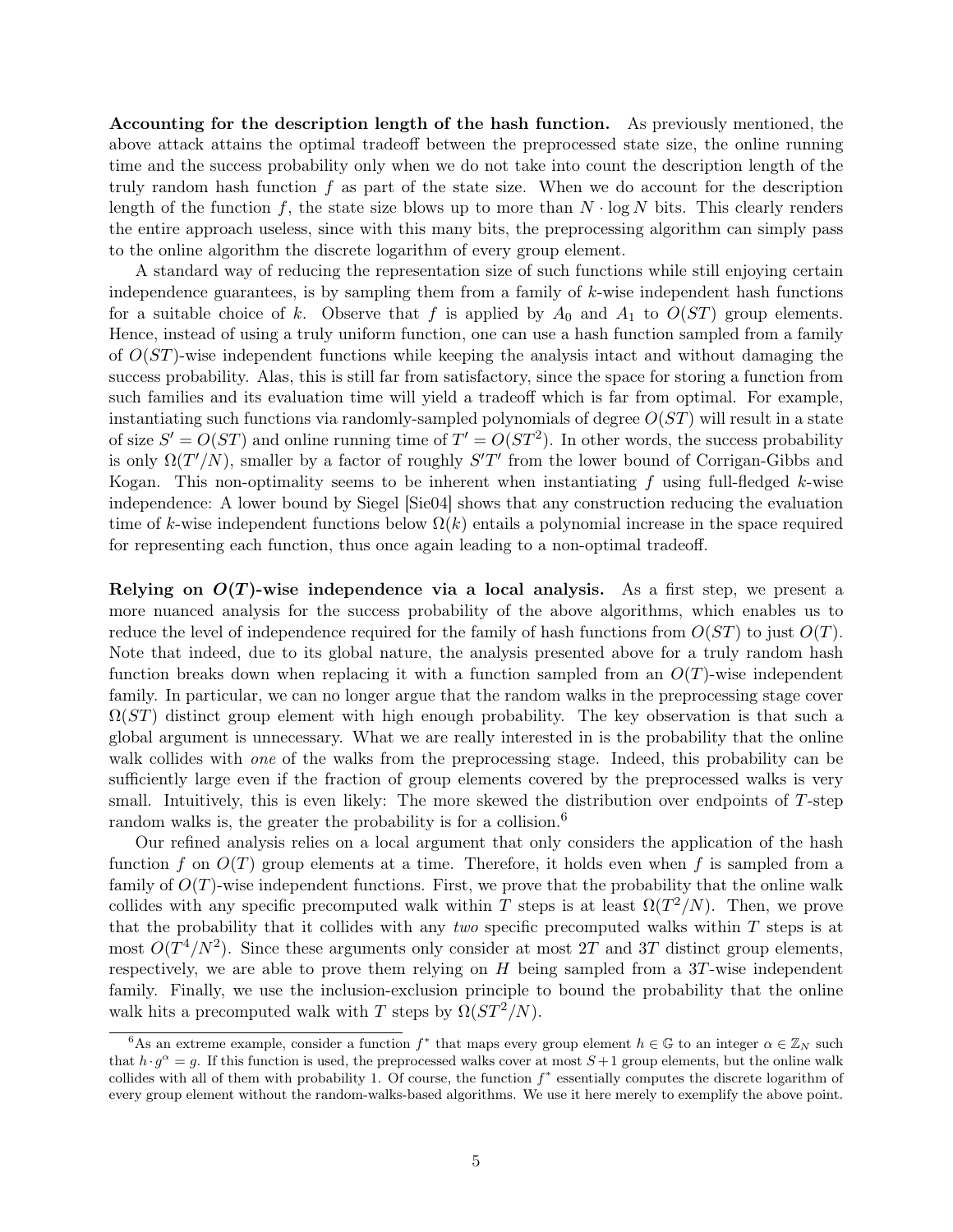**Accounting for the description length of the hash function.** As previously mentioned, the above attack attains the optimal tradeoff between the preprocessed state size, the online running time and the success probability only when we do not take into count the description length of the truly random hash function $f$ as part of the state size. When we do account for the description length of the function $f$, the state size blows up to more than $N \cdot \log N$ bits. This clearly renders the entire approach useless, since with this many bits, the preprocessing algorithm can simply pass to the online algorithm the discrete logarithm of every group element.

A standard way of reducing the representation size of such functions while still enjoying certain independence guarantees, is by sampling them from a family of $k$-wise independent hash functions for a suitable choice of $k$. Observe that $f$ is applied by $A_0$ and $A_1$ to $O(ST)$ group elements. Hence, instead of using a truly uniform function, one can use a hash function sampled from a family of $O(ST)$-wise independent functions while keeping the analysis intact and without damaging the success probability. Alas, this is still far from satisfactory, since the space for storing a function from such families and its evaluation time will yield a tradeoff which is far from optimal. For example, instantiating such functions via randomly-sampled polynomials of degree $O(ST)$ will result in a state of size $S' = O(ST)$ and online running time of $T' = O(ST^2)$. In other words, the success probability is only $\Omega(T'/N)$, smaller by a factor of roughly $S'T'$ from the lower bound of Corrigan-Gibbs and Kogan. This non-optimality seems to be inherent when instantiating $f$ using full-fledged $k$-wise independence: A lower bound by Siegel [Sie04] shows that any construction reducing the evaluation time of $k$-wise independent functions below $\Omega(k)$ entails a polynomial increase in the space required for representing each function, thus once again leading to a non-optimal tradeoff.

**Relying on $O(T)$-wise independence via a local analysis.** As a first step, we present a more nuanced analysis for the success probability of the above algorithms, which enables us to reduce the level of independence required for the family of hash functions from $O(ST)$ to just $O(T)$. Note that indeed, due to its global nature, the analysis presented above for a truly random hash function breaks down when replacing it with a function sampled from an $O(T)$-wise independent family. In particular, we can no longer argue that the random walks in the preprocessing stage cover $\Omega(ST)$ distinct group element with high enough probability. The key observation is that such a global argument is unnecessary. What we are really interested in is the probability that the online walk collides with *one* of the walks from the preprocessing stage. Indeed, this probability can be sufficiently large even if the fraction of group elements covered by the preprocessed walks is very small. Intuitively, this is even likely: The more skewed the distribution over endpoints of $T$-step random walks is, the greater the probability is for a collision.[6]

Our refined analysis relies on a local argument that only considers the application of the hash function $f$ on $O(T)$ group elements at a time. Therefore, it holds even when $f$ is sampled from a family of $O(T)$-wise independent functions. First, we prove that the probability that the online walk collides with any specific precomputed walk within $T$ steps is at least $\Omega(T^2/N)$. Then, we prove that the probability that it collides with any *two* specific precomputed walks within $T$ steps is at most $O(T^4/N^2)$. Since these arguments only consider at most $2T$ and $3T$ distinct group elements, respectively, we are able to prove them relying on $H$ being sampled from a $3T$-wise independent family. Finally, we use the inclusion-exclusion principle to bound the probability that the online walk hits a precomputed walk with $T$ steps by $\Omega(ST^2/N)$.

[6] As an extreme example, consider a function $f^*$ that maps every group element $h \in \mathbb{G}$ to an integer $\alpha \in \mathbb{Z}_N$ such that $h \cdot g^\alpha = g$. If this function is used, the preprocessed walks cover at most $S+1$ group elements, but the online walk collides with all of them with probability 1. Of course, the function $f^*$ essentially computes the discrete logarithm of every group element without the random-walks-based algorithms. We use it here merely to exemplify the above point.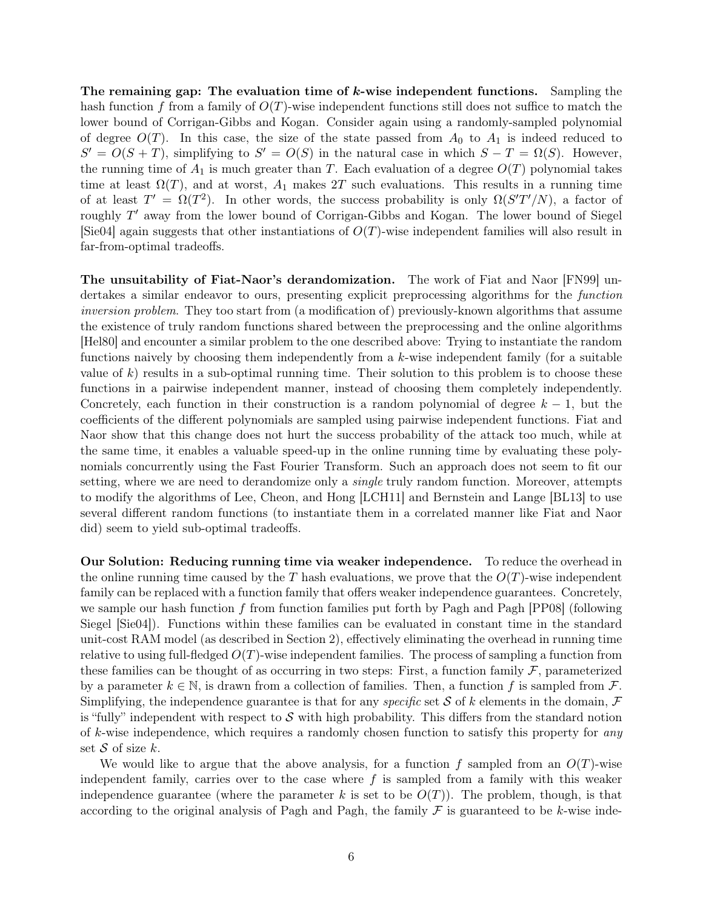**The remaining gap: The evaluation time of $k$-wise independent functions.** Sampling the hash function $f$ from a family of $O(T)$-wise independent functions still does not suffice to match the lower bound of Corrigan-Gibbs and Kogan. Consider again using a randomly-sampled polynomial of degree $O(T)$. In this case, the size of the state passed from $A_0$ to $A_1$ is indeed reduced to $S' = O(S + T)$, simplifying to $S' = O(S)$ in the natural case in which $S - T = \Omega(S)$. However, the running time of $A_1$ is much greater than $T$. Each evaluation of a degree $O(T)$ polynomial takes time at least $\Omega(T)$, and at worst, $A_1$ makes $2T$ such evaluations. This results in a running time of at least $T' = \Omega(T^2)$. In other words, the success probability is only $\Omega(S'T'/N)$, a factor of roughly $T'$ away from the lower bound of Corrigan-Gibbs and Kogan. The lower bound of Siegel [Sie04] again suggests that other instantiations of $O(T)$-wise independent families will also result in far-from-optimal tradeoffs.

**The unsuitability of Fiat-Naor's derandomization.** The work of Fiat and Naor [FN99] undertakes a similar endeavor to ours, presenting explicit preprocessing algorithms for the *function inversion problem*. They too start from (a modification of) previously-known algorithms that assume the existence of truly random functions shared between the preprocessing and the online algorithms [Hel80] and encounter a similar problem to the one described above: Trying to instantiate the random functions naively by choosing them independently from a $k$-wise independent family (for a suitable value of $k$) results in a sub-optimal running time. Their solution to this problem is to choose these functions in a pairwise independent manner, instead of choosing them completely independently. Concretely, each function in their construction is a random polynomial of degree $k - 1$, but the coefficients of the different polynomials are sampled using pairwise independent functions. Fiat and Naor show that this change does not hurt the success probability of the attack too much, while at the same time, it enables a valuable speed-up in the online running time by evaluating these polynomials concurrently using the Fast Fourier Transform. Such an approach does not seem to fit our setting, where we are need to derandomize only a *single* truly random function. Moreover, attempts to modify the algorithms of Lee, Cheon, and Hong [LCH11] and Bernstein and Lange [BL13] to use several different random functions (to instantiate them in a correlated manner like Fiat and Naor did) seem to yield sub-optimal tradeoffs.

**Our Solution: Reducing running time via weaker independence.** To reduce the overhead in the online running time caused by the $T$ hash evaluations, we prove that the $O(T)$-wise independent family can be replaced with a function family that offers weaker independence guarantees. Concretely, we sample our hash function $f$ from function families put forth by Pagh and Pagh [PP08] (following Siegel [Sie04]). Functions within these families can be evaluated in constant time in the standard unit-cost RAM model (as described in Section 2), effectively eliminating the overhead in running time relative to using full-fledged $O(T)$-wise independent families. The process of sampling a function from these families can be thought of as occurring in two steps: First, a function family $\mathcal{F}$, parameterized by a parameter $k \in \mathbb{N}$, is drawn from a collection of families. Then, a function $f$ is sampled from $\mathcal{F}$. Simplifying, the independence guarantee is that for any *specific* set $\mathcal{S}$ of $k$ elements in the domain, $\mathcal{F}$ is "fully" independent with respect to $\mathcal{S}$ with high probability. This differs from the standard notion of $k$-wise independence, which requires a randomly chosen function to satisfy this property for *any* set $\mathcal{S}$ of size $k$.

We would like to argue that the above analysis, for a function $f$ sampled from an $O(T)$-wise independent family, carries over to the case where $f$ is sampled from a family with this weaker independence guarantee (where the parameter $k$ is set to be $O(T)$). The problem, though, is that according to the original analysis of Pagh and Pagh, the family $\mathcal{F}$ is guaranteed to be $k$-wise inde-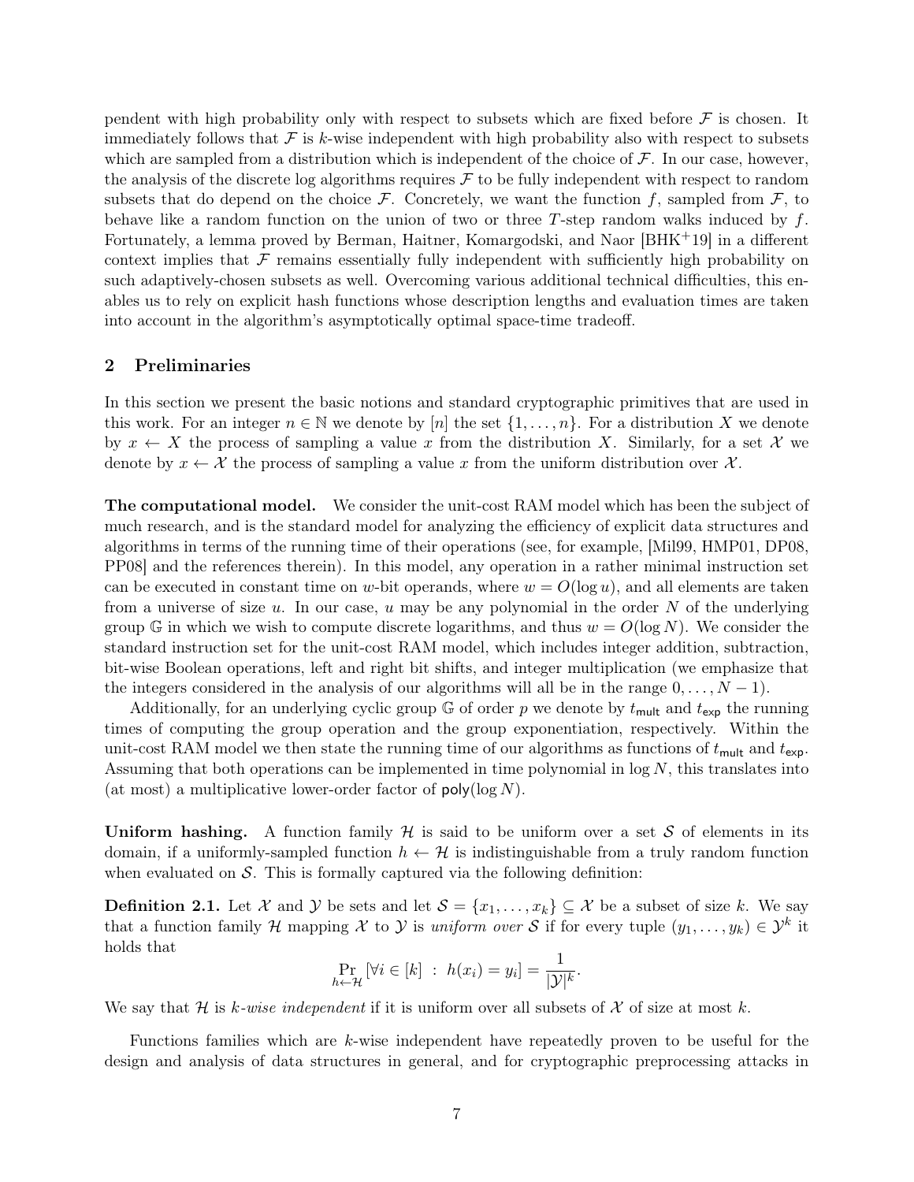pendent with high probability only with respect to subsets which are fixed before $\mathcal{F}$ is chosen. It immediately follows that $\mathcal{F}$ is $k$-wise independent with high probability also with respect to subsets which are sampled from a distribution which is independent of the choice of $\mathcal{F}$. In our case, however, the analysis of the discrete log algorithms requires $\mathcal{F}$ to be fully independent with respect to random subsets that do depend on the choice $\mathcal{F}$. Concretely, we want the function $f$, sampled from $\mathcal{F}$, to behave like a random function on the union of two or three $T$-step random walks induced by $f$. Fortunately, a lemma proved by Berman, Haitner, Komargodski, and Naor [BHK+19] in a different context implies that $\mathcal{F}$ remains essentially fully independent with sufficiently high probability on such adaptively-chosen subsets as well. Overcoming various additional technical difficulties, this enables us to rely on explicit hash functions whose description lengths and evaluation times are taken into account in the algorithm's asymptotically optimal space-time tradeoff.

## 2 Preliminaries

In this section we present the basic notions and standard cryptographic primitives that are used in this work. For an integer $n \in \mathbb{N}$ we denote by $[n]$ the set $\{1, \ldots, n\}$. For a distribution $X$ we denote by $x \leftarrow X$ the process of sampling a value $x$ from the distribution $X$. Similarly, for a set $\mathcal{X}$ we denote by $x \leftarrow \mathcal{X}$ the process of sampling a value $x$ from the uniform distribution over $\mathcal{X}$.

**The computational model.** We consider the unit-cost RAM model which has been the subject of much research, and is the standard model for analyzing the efficiency of explicit data structures and algorithms in terms of the running time of their operations (see, for example, [Mil99, HMP01, DP08, PP08] and the references therein). In this model, any operation in a rather minimal instruction set can be executed in constant time on $w$-bit operands, where $w = O(\log u)$, and all elements are taken from a universe of size $u$. In our case, $u$ may be any polynomial in the order $N$ of the underlying group $\mathbb{G}$ in which we wish to compute discrete logarithms, and thus $w = O(\log N)$. We consider the standard instruction set for the unit-cost RAM model, which includes integer addition, subtraction, bit-wise Boolean operations, left and right bit shifts, and integer multiplication (we emphasize that the integers considered in the analysis of our algorithms will all be in the range $0, \ldots, N-1$).

Additionally, for an underlying cyclic group $\mathbb{G}$ of order $p$ we denote by $t_{\mathsf{mult}}$ and $t_{\mathsf{exp}}$ the running times of computing the group operation and the group exponentiation, respectively. Within the unit-cost RAM model we then state the running time of our algorithms as functions of $t_{\mathsf{mult}}$ and $t_{\mathsf{exp}}$. Assuming that both operations can be implemented in time polynomial in $\log N$, this translates into (at most) a multiplicative lower-order factor of $\mathsf{poly}(\log N)$.

**Uniform hashing.** A function family $\mathcal{H}$ is said to be uniform over a set $\mathcal{S}$ of elements in its domain, if a uniformly-sampled function $h \leftarrow \mathcal{H}$ is indistinguishable from a truly random function when evaluated on $\mathcal{S}$. This is formally captured via the following definition:

**Definition 2.1.** Let $\mathcal{X}$ and $\mathcal{Y}$ be sets and let $\mathcal{S} = \{x_1, \ldots, x_k\} \subseteq \mathcal{X}$ be a subset of size $k$. We say that a function family $\mathcal{H}$ mapping $\mathcal{X}$ to $\mathcal{Y}$ is *uniform over* $\mathcal{S}$ if for every tuple $(y_1, \ldots, y_k) \in \mathcal{Y}^k$ it holds that

$$\Pr_{h \leftarrow \mathcal{H}}\left[\forall i \in [k] \ : \ h(x_i) = y_i\right] = \frac{1}{|\mathcal{Y}|^k}.$$

We say that $\mathcal{H}$ is *$k$-wise independent* if it is uniform over all subsets of $\mathcal{X}$ of size at most $k$.

Functions families which are $k$-wise independent have repeatedly proven to be useful for the design and analysis of data structures in general, and for cryptographic preprocessing attacks in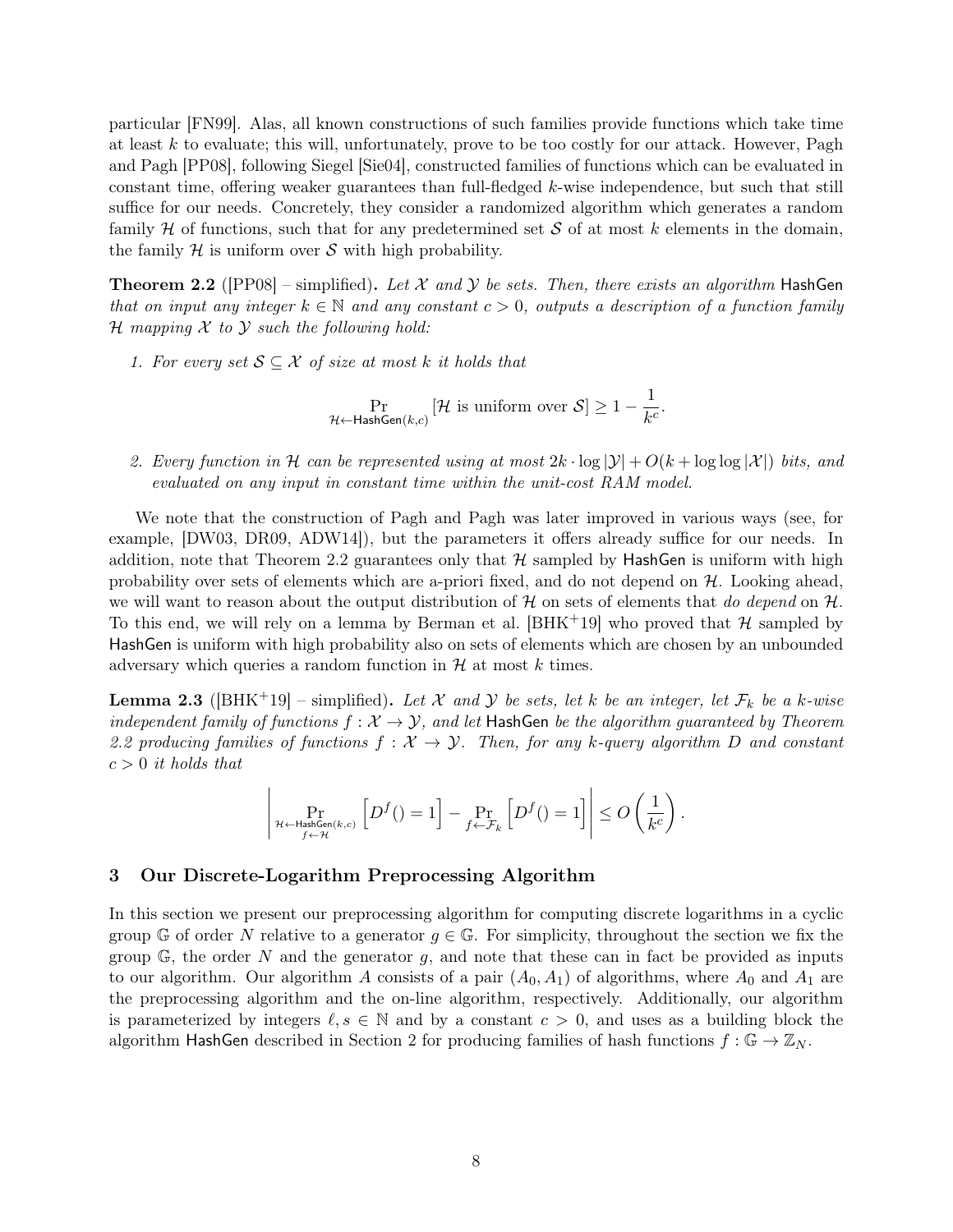particular [FN99]. Alas, all known constructions of such families provide functions which take time at least $k$ to evaluate; this will, unfortunately, prove to be too costly for our attack. However, Pagh and Pagh [PP08], following Siegel [Sie04], constructed families of functions which can be evaluated in constant time, offering weaker guarantees than full-fledged $k$-wise independence, but such that still suffice for our needs. Concretely, they consider a randomized algorithm which generates a random family $\mathcal{H}$ of functions, such that for any predetermined set $\mathcal{S}$ of at most $k$ elements in the domain, the family $\mathcal{H}$ is uniform over $\mathcal{S}$ with high probability.

**Theorem 2.2** ([PP08] – simplified)**.** *Let $\mathcal{X}$ and $\mathcal{Y}$ be sets. Then, there exists an algorithm* $\mathsf{HashGen}$ *that on input any integer $k \in \mathbb{N}$ and any constant $c > 0$, outputs a description of a function family $\mathcal{H}$ mapping $\mathcal{X}$ to $\mathcal{Y}$ such the following hold:*

1. *For every set $\mathcal{S} \subseteq \mathcal{X}$ of size at most $k$ it holds that*

$$\Pr_{\mathcal{H} \leftarrow \mathsf{HashGen}(k,c)} [\mathcal{H} \text{ is uniform over } \mathcal{S}] \geq 1 - \frac{1}{k^c}.$$

2. *Every function in $\mathcal{H}$ can be represented using at most $2k \cdot \log |\mathcal{Y}| + O(k + \log \log |\mathcal{X}|)$ bits, and evaluated on any input in constant time within the unit-cost RAM model.*

We note that the construction of Pagh and Pagh was later improved in various ways (see, for example, [DW03, DR09, ADW14]), but the parameters it offers already suffice for our needs. In addition, note that Theorem 2.2 guarantees only that $\mathcal{H}$ sampled by $\mathsf{HashGen}$ is uniform with high probability over sets of elements which are a-priori fixed, and do not depend on $\mathcal{H}$. Looking ahead, we will want to reason about the output distribution of $\mathcal{H}$ on sets of elements that *do depend* on $\mathcal{H}$. To this end, we will rely on a lemma by Berman et al. [BHK+19] who proved that $\mathcal{H}$ sampled by $\mathsf{HashGen}$ is uniform with high probability also on sets of elements which are chosen by an unbounded adversary which queries a random function in $\mathcal{H}$ at most $k$ times.

**Lemma 2.3** ([BHK+19] – simplified)**.** *Let $\mathcal{X}$ and $\mathcal{Y}$ be sets, let $k$ be an integer, let $\mathcal{F}_k$ be a $k$-wise independent family of functions $f : \mathcal{X} \to \mathcal{Y}$, and let* $\mathsf{HashGen}$ *be the algorithm guaranteed by Theorem 2.2 producing families of functions $f : \mathcal{X} \to \mathcal{Y}$. Then, for any $k$-query algorithm $D$ and constant $c > 0$ it holds that*

$$\left| \Pr_{\substack{\mathcal{H} \leftarrow \mathsf{HashGen}(k,c) \\ f \leftarrow \mathcal{H}}} \left[ D^f() = 1 \right] - \Pr_{f \leftarrow \mathcal{F}_k} \left[ D^f() = 1 \right] \right| \leq O\left( \frac{1}{k^c} \right).$$

## 3 Our Discrete-Logarithm Preprocessing Algorithm

In this section we present our preprocessing algorithm for computing discrete logarithms in a cyclic group $\mathbb{G}$ of order $N$ relative to a generator $g \in \mathbb{G}$. For simplicity, throughout the section we fix the group $\mathbb{G}$, the order $N$ and the generator $g$, and note that these can in fact be provided as inputs to our algorithm. Our algorithm $A$ consists of a pair $(A_0, A_1)$ of algorithms, where $A_0$ and $A_1$ are the preprocessing algorithm and the on-line algorithm, respectively. Additionally, our algorithm is parameterized by integers $\ell, s \in \mathbb{N}$ and by a constant $c > 0$, and uses as a building block the algorithm $\mathsf{HashGen}$ described in Section 2 for producing families of hash functions $f : \mathbb{G} \to \mathbb{Z}_N$.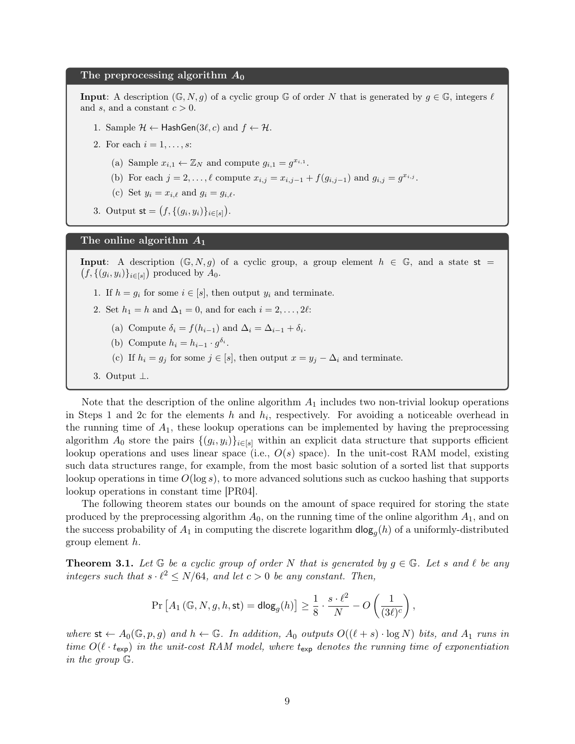**The preprocessing algorithm $A_0$**

**Input**: A description $(\mathbb{G}, N, g)$ of a cyclic group $\mathbb{G}$ of order $N$ that is generated by $g \in \mathbb{G}$, integers $\ell$ and $s$, and a constant $c > 0$.

1. Sample $\mathcal{H} \leftarrow \mathsf{HashGen}(3\ell, c)$ and $f \leftarrow \mathcal{H}$.
2. For each $i = 1, \ldots, s$:
   (a) Sample $x_{i,1} \leftarrow \mathbb{Z}_N$ and compute $g_{i,1} = g^{x_{i,1}}$.
   (b) For each $j = 2, \ldots, \ell$ compute $x_{i,j} = x_{i,j-1} + f(g_{i,j-1})$ and $g_{i,j} = g^{x_{i,j}}$.
   (c) Set $y_i = x_{i,\ell}$ and $g_i = g_{i,\ell}$.
3. Output $\mathsf{st} = \left(f, \{(g_i, y_i)\}_{i \in [s]}\right)$.

**The online algorithm $A_1$**

**Input**: A description $(\mathbb{G}, N, g)$ of a cyclic group, a group element $h \in \mathbb{G}$, and a state $\mathsf{st} = \left(f, \{(g_i, y_i)\}_{i \in [s]}\right)$ produced by $A_0$.

1. If $h = g_i$ for some $i \in [s]$, then output $y_i$ and terminate.
2. Set $h_1 = h$ and $\Delta_1 = 0$, and for each $i = 2, \ldots, 2\ell$:
   (a) Compute $\delta_i = f(h_{i-1})$ and $\Delta_i = \Delta_{i-1} + \delta_i$.
   (b) Compute $h_i = h_{i-1} \cdot g^{\delta_i}$.
   (c) If $h_i = g_j$ for some $j \in [s]$, then output $x = y_j - \Delta_i$ and terminate.
3. Output $\perp$.

Note that the description of the online algorithm $A_1$ includes two non-trivial lookup operations in Steps 1 and 2c for the elements $h$ and $h_i$, respectively. For avoiding a noticeable overhead in the running time of $A_1$, these lookup operations can be implemented by having the preprocessing algorithm $A_0$ store the pairs $\{(g_i, y_i)\}_{i \in [s]}$ within an explicit data structure that supports efficient lookup operations and uses linear space (i.e., $O(s)$ space). In the unit-cost RAM model, existing such data structures range, for example, from the most basic solution of a sorted list that supports lookup operations in time $O(\log s)$, to more advanced solutions such as cuckoo hashing that supports lookup operations in constant time [PR04].

The following theorem states our bounds on the amount of space required for storing the state produced by the preprocessing algorithm $A_0$, on the running time of the online algorithm $A_1$, and on the success probability of $A_1$ in computing the discrete logarithm $\mathsf{dlog}_g(h)$ of a uniformly-distributed group element $h$.

**Theorem 3.1.** *Let $\mathbb{G}$ be a cyclic group of order $N$ that is generated by $g \in \mathbb{G}$. Let $s$ and $\ell$ be any integers such that $s \cdot \ell^2 \leq N/64$, and let $c > 0$ be any constant. Then,*

$$\Pr\left[A_1\left(\mathbb{G}, N, g, h, \mathsf{st}\right) = \mathsf{dlog}_g(h)\right] \geq \frac{1}{8} \cdot \frac{s \cdot \ell^2}{N} - O\left(\frac{1}{(3\ell)^c}\right),$$

*where $\mathsf{st} \leftarrow A_0(\mathbb{G}, p, g)$ and $h \leftarrow \mathbb{G}$. In addition, $A_0$ outputs $O((\ell + s) \cdot \log N)$ bits, and $A_1$ runs in time $O(\ell \cdot t_{\mathsf{exp}})$ in the unit-cost RAM model, where $t_{\mathsf{exp}}$ denotes the running time of exponentiation in the group $\mathbb{G}$.*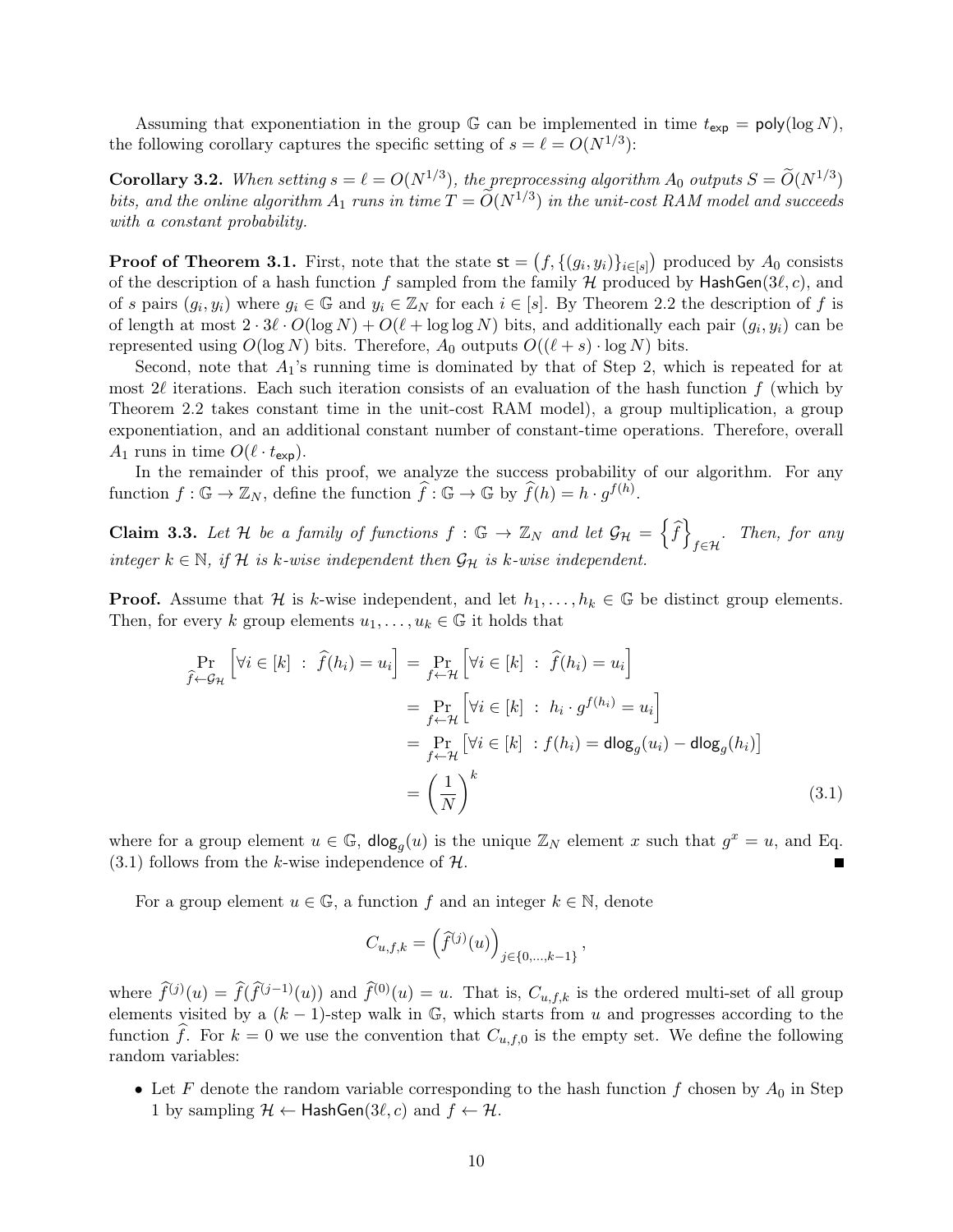Assuming that exponentiation in the group $\mathbb{G}$ can be implemented in time $t_{\mathsf{exp}} = \mathsf{poly}(\log N)$, the following corollary captures the specific setting of $s = \ell = O(N^{1/3})$:

**Corollary 3.2.** *When setting $s = \ell = O(N^{1/3})$, the preprocessing algorithm $A_0$ outputs $S = \widetilde{O}(N^{1/3})$ bits, and the online algorithm $A_1$ runs in time $T = \widetilde{O}(N^{1/3})$ in the unit-cost RAM model and succeeds with a constant probability.*

**Proof of Theorem 3.1.** First, note that the state $\mathsf{st} = \left(f, \{(g_i, y_i)\}_{i \in [s]}\right)$ produced by $A_0$ consists of the description of a hash function $f$ sampled from the family $\mathcal{H}$ produced by $\mathsf{HashGen}(3\ell, c)$, and of $s$ pairs $(g_i, y_i)$ where $g_i \in \mathbb{G}$ and $y_i \in \mathbb{Z}_N$ for each $i \in [s]$. By Theorem 2.2 the description of $f$ is of length at most $2 \cdot 3\ell \cdot O(\log N) + O(\ell + \log \log N)$ bits, and additionally each pair $(g_i, y_i)$ can be represented using $O(\log N)$ bits. Therefore, $A_0$ outputs $O((\ell + s) \cdot \log N)$ bits.

Second, note that $A_1$'s running time is dominated by that of Step 2, which is repeated for at most $2\ell$ iterations. Each such iteration consists of an evaluation of the hash function $f$ (which by Theorem 2.2 takes constant time in the unit-cost RAM model), a group multiplication, a group exponentiation, and an additional constant number of constant-time operations. Therefore, overall $A_1$ runs in time $O(\ell \cdot t_{\mathsf{exp}})$.

In the remainder of this proof, we analyze the success probability of our algorithm. For any function $f : \mathbb{G} \to \mathbb{Z}_N$, define the function $\widehat{f} : \mathbb{G} \to \mathbb{G}$ by $\widehat{f}(h) = h \cdot g^{f(h)}$.

**Claim 3.3.** *Let $\mathcal{H}$ be a family of functions $f : \mathbb{G} \to \mathbb{Z}_N$ and let $\mathcal{G}_{\mathcal{H}} = \left\{\widehat{f}\right\}_{f \in \mathcal{H}}$. Then, for any integer $k \in \mathbb{N}$, if $\mathcal{H}$ is $k$-wise independent then $\mathcal{G}_{\mathcal{H}}$ is $k$-wise independent.*

**Proof.** Assume that $\mathcal{H}$ is $k$-wise independent, and let $h_1, \ldots, h_k \in \mathbb{G}$ be distinct group elements. Then, for every $k$ group elements $u_1, \ldots, u_k \in \mathbb{G}$ it holds that

$$
\begin{aligned}
\Pr_{\widehat{f} \leftarrow \mathcal{G}_{\mathcal{H}}}\left[\forall i \in [k] \;:\; \widehat{f}(h_i) = u_i\right] &= \Pr_{f \leftarrow \mathcal{H}}\left[\forall i \in [k] \;:\; \widehat{f}(h_i) = u_i\right] \\
&= \Pr_{f \leftarrow \mathcal{H}}\left[\forall i \in [k] \;:\; h_i \cdot g^{f(h_i)} = u_i\right] \\
&= \Pr_{f \leftarrow \mathcal{H}}\left[\forall i \in [k] \;: f(h_i) = \mathsf{dlog}_g(u_i) - \mathsf{dlog}_g(h_i)\right] \\
&= \left(\frac{1}{N}\right)^k \qquad (3.1)
\end{aligned}
$$

where for a group element $u \in \mathbb{G}$, $\mathsf{dlog}_g(u)$ is the unique $\mathbb{Z}_N$ element $x$ such that $g^x = u$, and Eq. (3.1) follows from the $k$-wise independence of $\mathcal{H}$. ■

For a group element $u \in \mathbb{G}$, a function $f$ and an integer $k \in \mathbb{N}$, denote

$$
C_{u,f,k} = \left(\widehat{f}^{(j)}(u)\right)_{j \in \{0,\ldots,k-1\}},
$$

where $\widehat{f}^{(j)}(u) = \widehat{f}(\widehat{f}^{(j-1)}(u))$ and $\widehat{f}^{(0)}(u) = u$. That is, $C_{u,f,k}$ is the ordered multi-set of all group elements visited by a $(k-1)$-step walk in $\mathbb{G}$, which starts from $u$ and progresses according to the function $\widehat{f}$. For $k = 0$ we use the convention that $C_{u,f,0}$ is the empty set. We define the following random variables:

- Let $F$ denote the random variable corresponding to the hash function $f$ chosen by $A_0$ in Step 1 by sampling $\mathcal{H} \leftarrow \mathsf{HashGen}(3\ell, c)$ and $f \leftarrow \mathcal{H}$.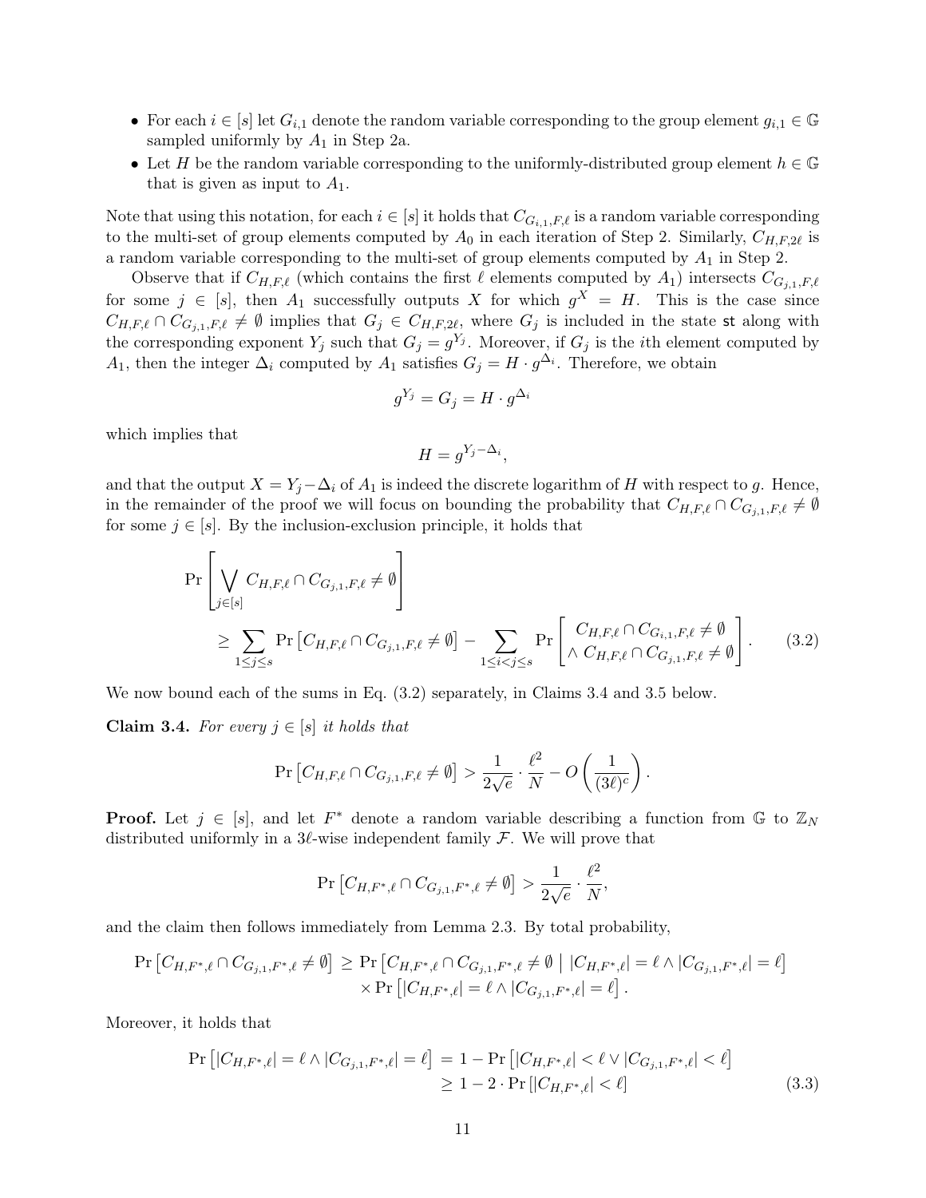- For each $i \in [s]$ let $G_{i,1}$ denote the random variable corresponding to the group element $g_{i,1} \in \mathbb{G}$ sampled uniformly by $A_1$ in Step 2a.
- Let $H$ be the random variable corresponding to the uniformly-distributed group element $h \in \mathbb{G}$ that is given as input to $A_1$.

Note that using this notation, for each $i \in [s]$ it holds that $C_{G_{i,1},F,\ell}$ is a random variable corresponding to the multi-set of group elements computed by $A_0$ in each iteration of Step 2. Similarly, $C_{H,F,2\ell}$ is a random variable corresponding to the multi-set of group elements computed by $A_1$ in Step 2.

Observe that if $C_{H,F,\ell}$ (which contains the first $\ell$ elements computed by $A_1$) intersects $C_{G_{j,1},F,\ell}$ for some $j \in [s]$, then $A_1$ successfully outputs $X$ for which $g^X = H$. This is the case since $C_{H,F,\ell} \cap C_{G_{j,1},F,\ell} \neq \emptyset$ implies that $G_j \in C_{H,F,2\ell}$, where $G_j$ is included in the state $\mathsf{st}$ along with the corresponding exponent $Y_j$ such that $G_j = g^{Y_j}$. Moreover, if $G_j$ is the $i$th element computed by $A_1$, then the integer $\Delta_i$ computed by $A_1$ satisfies $G_j = H \cdot g^{\Delta_i}$. Therefore, we obtain

$$g^{Y_j} = G_j = H \cdot g^{\Delta_i}$$

which implies that

$$H = g^{Y_j - \Delta_i},$$

and that the output $X = Y_j - \Delta_i$ of $A_1$ is indeed the discrete logarithm of $H$ with respect to $g$. Hence, in the remainder of the proof we will focus on bounding the probability that $C_{H,F,\ell} \cap C_{G_{j,1},F,\ell} \neq \emptyset$ for some $j \in [s]$. By the inclusion-exclusion principle, it holds that

$$\begin{aligned}
\Pr\left[\bigvee_{j \in [s]} C_{H,F,\ell} \cap C_{G_{j,1},F,\ell} \neq \emptyset\right] \\
\geq \sum_{1 \leq j \leq s} \Pr\left[C_{H,F,\ell} \cap C_{G_{j,1},F,\ell} \neq \emptyset\right] - \sum_{1 \leq i < j \leq s} \Pr\left[\begin{array}{c} C_{H,F,\ell} \cap C_{G_{i,1},F,\ell} \neq \emptyset \\ \wedge\ C_{H,F,\ell} \cap C_{G_{j,1},F,\ell} \neq \emptyset \end{array}\right]. \quad (3.2)
\end{aligned}$$

We now bound each of the sums in Eq. (3.2) separately, in Claims 3.4 and 3.5 below.

**Claim 3.4.** *For every $j \in [s]$ it holds that*

$$\Pr\left[C_{H,F,\ell} \cap C_{G_{j,1},F,\ell} \neq \emptyset\right] > \frac{1}{2\sqrt{e}} \cdot \frac{\ell^2}{N} - O\left(\frac{1}{(3\ell)^c}\right).$$

**Proof.** Let $j \in [s]$, and let $F^*$ denote a random variable describing a function from $\mathbb{G}$ to $\mathbb{Z}_N$ distributed uniformly in a $3\ell$-wise independent family $\mathcal{F}$. We will prove that

$$\Pr\left[C_{H,F^*,\ell} \cap C_{G_{j,1},F^*,\ell} \neq \emptyset\right] > \frac{1}{2\sqrt{e}} \cdot \frac{\ell^2}{N},$$

and the claim then follows immediately from Lemma 2.3. By total probability,

$$\begin{aligned}
\Pr\left[C_{H,F^*,\ell} \cap C_{G_{j,1},F^*,\ell} \neq \emptyset\right] \geq\ & \Pr\left[C_{H,F^*,\ell} \cap C_{G_{j,1},F^*,\ell} \neq \emptyset \;\middle|\; |C_{H,F^*,\ell}| = \ell \wedge |C_{G_{j,1},F^*,\ell}| = \ell\right] \\
& \times \Pr\left[|C_{H,F^*,\ell}| = \ell \wedge |C_{G_{j,1},F^*,\ell}| = \ell\right].
\end{aligned}$$

Moreover, it holds that

$$\begin{aligned}
\Pr\left[|C_{H,F^*,\ell}| = \ell \wedge |C_{G_{j,1},F^*,\ell}| = \ell\right] &= 1 - \Pr\left[|C_{H,F^*,\ell}| < \ell \vee |C_{G_{j,1},F^*,\ell}| < \ell\right] \\
&\geq 1 - 2 \cdot \Pr\left[|C_{H,F^*,\ell}| < \ell\right] \quad (3.3)
\end{aligned}$$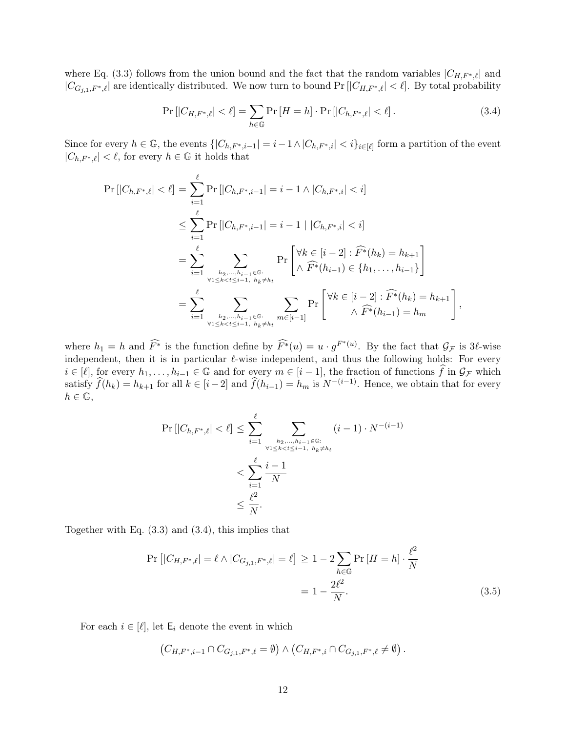where Eq. (3.3) follows from the union bound and the fact that the random variables $|C_{H,F^*,\ell}|$ and $|C_{G_{j,1},F^*,\ell}|$ are identically distributed. We now turn to bound $\Pr[|C_{H,F^*,\ell}| < \ell]$. By total probability

$$\Pr[|C_{H,F^*,\ell}| < \ell] = \sum_{h \in \mathbb{G}} \Pr[H = h] \cdot \Pr[|C_{h,F^*,\ell}| < \ell]. \tag{3.4}$$

Since for every $h \in \mathbb{G}$, the events $\{|C_{h,F^*,i-1}| = i-1 \wedge |C_{h,F^*,i}| < i\}_{i \in [\ell]}$ form a partition of the event $|C_{h,F^*,\ell}| < \ell$, for every $h \in \mathbb{G}$ it holds that

$$\begin{aligned}
\Pr[|C_{h,F^*,\ell}| < \ell] &= \sum_{i=1}^{\ell} \Pr[|C_{h,F^*,i-1}| = i-1 \wedge |C_{h,F^*,i}| < i] \\
&\leq \sum_{i=1}^{\ell} \Pr[|C_{h,F^*,i-1}| = i-1 \mid |C_{h,F^*,i}| < i] \\
&= \sum_{i=1}^{\ell} \sum_{\substack{h_2,\ldots,h_{i-1} \in \mathbb{G}: \\ \forall 1 \leq k < t \leq i-1,\ h_k \neq h_t}} \Pr\left[\begin{array}{c} \forall k \in [i-2] : \widehat{F^*}(h_k) = h_{k+1} \\ \wedge\ \widehat{F^*}(h_{i-1}) \in \{h_1, \ldots, h_{i-1}\} \end{array}\right] \\
&= \sum_{i=1}^{\ell} \sum_{\substack{h_2,\ldots,h_{i-1} \in \mathbb{G}: \\ \forall 1 \leq k < t \leq i-1,\ h_k \neq h_t}} \sum_{m \in [i-1]} \Pr\left[\begin{array}{c} \forall k \in [i-2] : \widehat{F^*}(h_k) = h_{k+1} \\ \wedge\ \widehat{F^*}(h_{i-1}) = h_m \end{array}\right],
\end{aligned}$$

where $h_1 = h$ and $\widehat{F^*}$ is the function define by $\widehat{F^*}(u) = u \cdot g^{F^*(u)}$. By the fact that $\mathcal{G}_{\mathcal{F}}$ is $3\ell$-wise independent, then it is in particular $\ell$-wise independent, and thus the following holds: For every $i \in [\ell]$, for every $h_1, \ldots, h_{i-1} \in \mathbb{G}$ and for every $m \in [i-1]$, the fraction of functions $\widehat{f}$ in $\mathcal{G}_{\mathcal{F}}$ which satisfy $\widehat{f}(h_k) = h_{k+1}$ for all $k \in [i-2]$ and $\widehat{f}(h_{i-1}) = h_m$ is $N^{-(i-1)}$. Hence, we obtain that for every $h \in \mathbb{G}$,

$$\begin{aligned}
\Pr[|C_{h,F^*,\ell}| < \ell] &\leq \sum_{i=1}^{\ell} \sum_{\substack{h_2,\ldots,h_{i-1} \in \mathbb{G}: \\ \forall 1 \leq k < t \leq i-1,\ h_k \neq h_t}} (i-1) \cdot N^{-(i-1)} \\
&< \sum_{i=1}^{\ell} \frac{i-1}{N} \\
&\leq \frac{\ell^2}{N}.
\end{aligned}$$

Together with Eq. (3.3) and (3.4), this implies that

$$\begin{aligned}
\Pr\left[|C_{H,F^*,\ell}| = \ell \wedge |C_{G_{j,1},F^*,\ell}| = \ell\right] &\geq 1 - 2 \sum_{h \in \mathbb{G}} \Pr[H = h] \cdot \frac{\ell^2}{N} \\
&= 1 - \frac{2\ell^2}{N}.
\end{aligned} \tag{3.5}$$

For each $i \in [\ell]$, let $\mathsf{E}_i$ denote the event in which

$$\left(C_{H,F^*,i-1} \cap C_{G_{j,1},F^*,\ell} = \emptyset\right) \wedge \left(C_{H,F^*,i} \cap C_{G_{j,1},F^*,\ell} \neq \emptyset\right).$$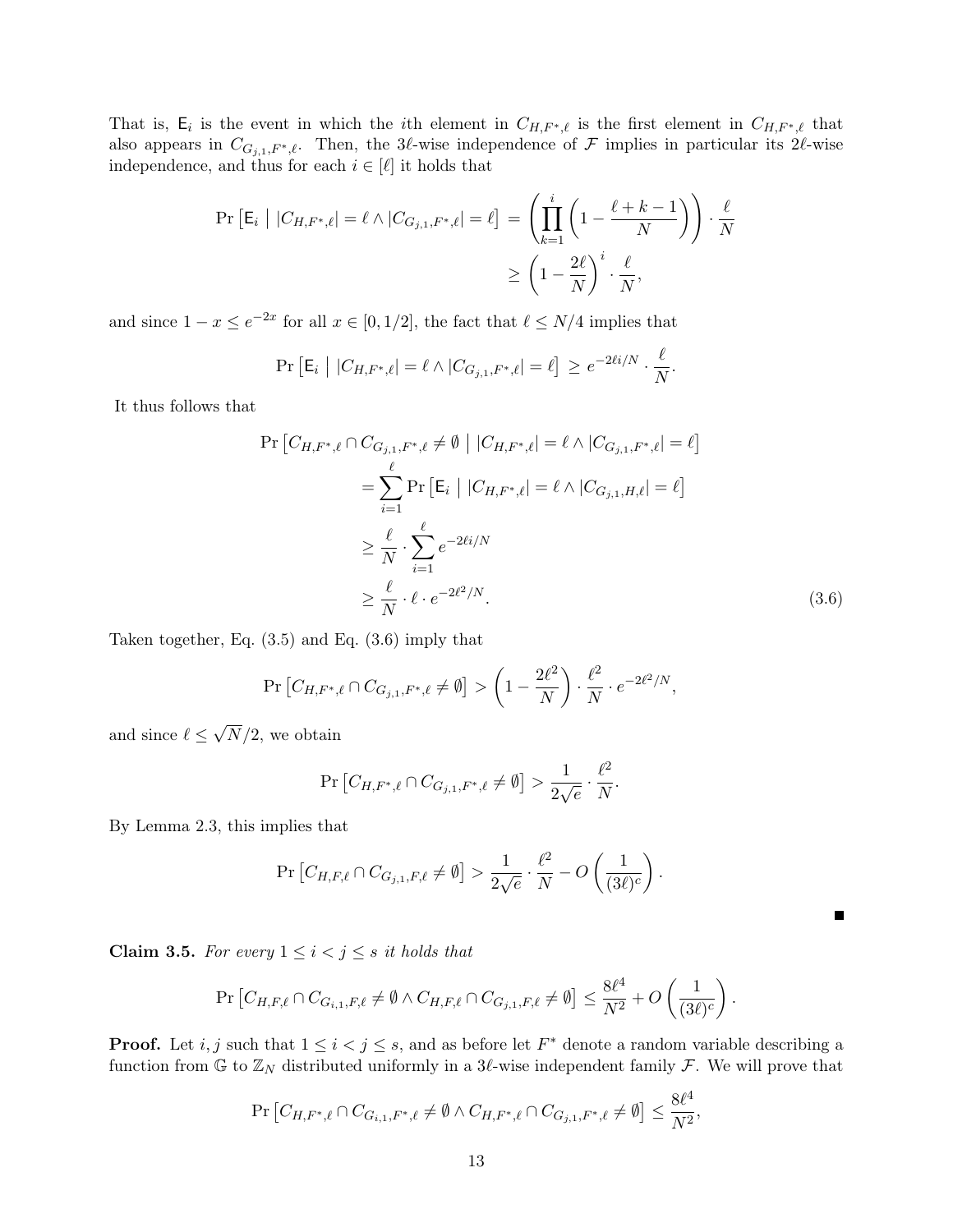That is, $\mathsf{E}_i$ is the event in which the $i$th element in $C_{H,F^*,\ell}$ is the first element in $C_{H,F^*,\ell}$ that also appears in $C_{G_{j,1},F^*,\ell}$. Then, the $3\ell$-wise independence of $\mathcal{F}$ implies in particular its $2\ell$-wise independence, and thus for each $i \in [\ell]$ it holds that

$$\Pr\left[\mathsf{E}_i \;\middle|\; |C_{H,F^*,\ell}| = \ell \wedge |C_{G_{j,1},F^*,\ell}| = \ell\right] = \left(\prod_{k=1}^{i}\left(1 - \frac{\ell+k-1}{N}\right)\right) \cdot \frac{\ell}{N}$$

$$\geq \left(1 - \frac{2\ell}{N}\right)^i \cdot \frac{\ell}{N},$$

and since $1 - x \leq e^{-2x}$ for all $x \in [0, 1/2]$, the fact that $\ell \leq N/4$ implies that

$$\Pr\left[\mathsf{E}_i \;\middle|\; |C_{H,F^*,\ell}| = \ell \wedge |C_{G_{j,1},F^*,\ell}| = \ell\right] \geq e^{-2\ell i/N} \cdot \frac{\ell}{N}.$$

It thus follows that

$$\begin{aligned}
\Pr\left[C_{H,F^*,\ell} \cap C_{G_{j,1},F^*,\ell} \neq \emptyset \;\middle|\; |C_{H,F^*,\ell}| = \ell \wedge |C_{G_{j,1},F^*,\ell}| = \ell\right] \\
&= \sum_{i=1}^{\ell} \Pr\left[\mathsf{E}_i \;\middle|\; |C_{H,F^*,\ell}| = \ell \wedge |C_{G_{j,1},H,\ell}| = \ell\right] \\
&\geq \frac{\ell}{N} \cdot \sum_{i=1}^{\ell} e^{-2\ell i/N} \\
&\geq \frac{\ell}{N} \cdot \ell \cdot e^{-2\ell^2/N}. \qquad (3.6)
\end{aligned}$$

Taken together, Eq. (3.5) and Eq. (3.6) imply that

$$\Pr\left[C_{H,F^*,\ell} \cap C_{G_{j,1},F^*,\ell} \neq \emptyset\right] > \left(1 - \frac{2\ell^2}{N}\right) \cdot \frac{\ell^2}{N} \cdot e^{-2\ell^2/N},$$

and since $\ell \leq \sqrt{N}/2$, we obtain

$$\Pr\left[C_{H,F^*,\ell} \cap C_{G_{j,1},F^*,\ell} \neq \emptyset\right] > \frac{1}{2\sqrt{e}} \cdot \frac{\ell^2}{N}.$$

By Lemma 2.3, this implies that

$$\Pr\left[C_{H,F,\ell} \cap C_{G_{j,1},F,\ell} \neq \emptyset\right] > \frac{1}{2\sqrt{e}} \cdot \frac{\ell^2}{N} - O\left(\frac{1}{(3\ell)^c}\right).$$

■

**Claim 3.5.** *For every $1 \leq i < j \leq s$ it holds that*

$$\Pr\left[C_{H,F,\ell} \cap C_{G_{i,1},F,\ell} \neq \emptyset \wedge C_{H,F,\ell} \cap C_{G_{j,1},F,\ell} \neq \emptyset\right] \leq \frac{8\ell^4}{N^2} + O\left(\frac{1}{(3\ell)^c}\right).$$

**Proof.** Let $i, j$ such that $1 \leq i < j \leq s$, and as before let $F^*$ denote a random variable describing a function from $\mathbb{G}$ to $\mathbb{Z}_N$ distributed uniformly in a $3\ell$-wise independent family $\mathcal{F}$. We will prove that

$$\Pr\left[C_{H,F^*,\ell} \cap C_{G_{i,1},F^*,\ell} \neq \emptyset \wedge C_{H,F^*,\ell} \cap C_{G_{j,1},F^*,\ell} \neq \emptyset\right] \leq \frac{8\ell^4}{N^2},$$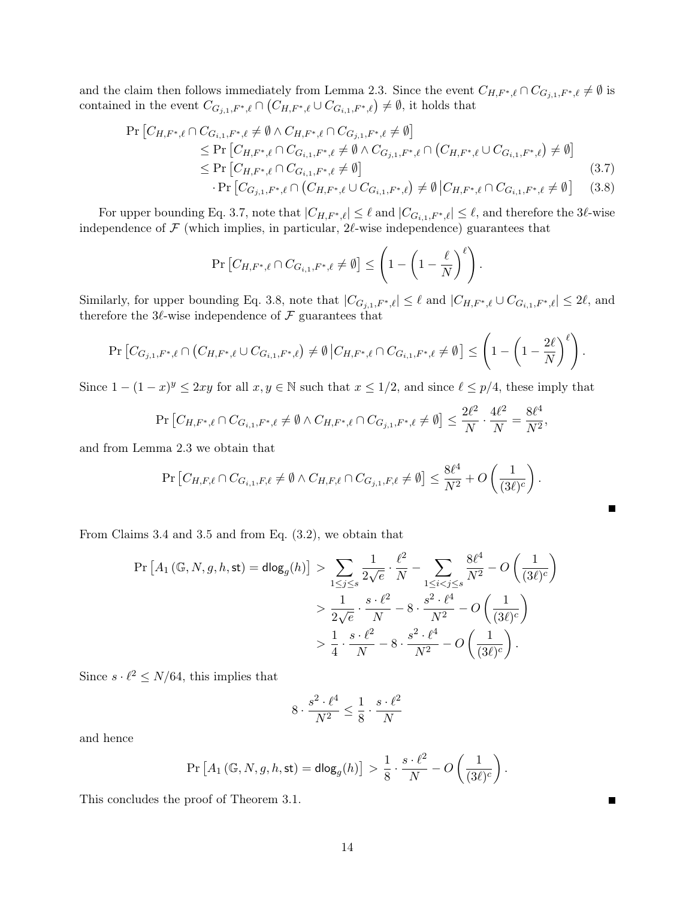and the claim then follows immediately from Lemma 2.3. Since the event $C_{H,F^*,\ell} \cap C_{G_{j,1},F^*,\ell} \neq \emptyset$ is contained in the event $C_{G_{j,1},F^*,\ell} \cap \left(C_{H,F^*,\ell} \cup C_{G_{i,1},F^*,\ell}\right) \neq \emptyset$, it holds that

$$
\begin{aligned}
\Pr\left[C_{H,F^*,\ell} \cap C_{G_{i,1},F^*,\ell} \neq \emptyset \wedge C_{H,F^*,\ell} \cap C_{G_{j,1},F^*,\ell} \neq \emptyset\right] \\
\leq \Pr\left[C_{H,F^*,\ell} \cap C_{G_{i,1},F^*,\ell} \neq \emptyset \wedge C_{G_{j,1},F^*,\ell} \cap \left(C_{H,F^*,\ell} \cup C_{G_{i,1},F^*,\ell}\right) \neq \emptyset\right] \\
\leq \Pr\left[C_{H,F^*,\ell} \cap C_{G_{i,1},F^*,\ell} \neq \emptyset\right] \quad (3.7)\\
\cdot \Pr\left[C_{G_{j,1},F^*,\ell} \cap \left(C_{H,F^*,\ell} \cup C_{G_{i,1},F^*,\ell}\right) \neq \emptyset \,\middle|\, C_{H,F^*,\ell} \cap C_{G_{i,1},F^*,\ell} \neq \emptyset\right] \quad (3.8)
\end{aligned}
$$

For upper bounding Eq. 3.7, note that $|C_{H,F^*,\ell}| \leq \ell$ and $|C_{G_{i,1},F^*,\ell}| \leq \ell$, and therefore the $3\ell$-wise independence of $\mathcal{F}$ (which implies, in particular, $2\ell$-wise independence) guarantees that

$$
\Pr\left[C_{H,F^*,\ell} \cap C_{G_{i,1},F^*,\ell} \neq \emptyset\right] \leq \left(1 - \left(1 - \frac{\ell}{N}\right)^{\ell}\right).
$$

Similarly, for upper bounding Eq. 3.8, note that $|C_{G_{j,1},F^*,\ell}| \leq \ell$ and $|C_{H,F^*,\ell} \cup C_{G_{i,1},F^*,\ell}| \leq 2\ell$, and therefore the $3\ell$-wise independence of $\mathcal{F}$ guarantees that

$$
\Pr\left[C_{G_{j,1},F^*,\ell} \cap \left(C_{H,F^*,\ell} \cup C_{G_{i,1},F^*,\ell}\right) \neq \emptyset \,\middle|\, C_{H,F^*,\ell} \cap C_{G_{i,1},F^*,\ell} \neq \emptyset\right] \leq \left(1 - \left(1 - \frac{2\ell}{N}\right)^{\ell}\right).
$$

Since $1 - (1-x)^y \leq 2xy$ for all $x, y \in \mathbb{N}$ such that $x \leq 1/2$, and since $\ell \leq p/4$, these imply that

$$
\Pr\left[C_{H,F^*,\ell} \cap C_{G_{i,1},F^*,\ell} \neq \emptyset \wedge C_{H,F^*,\ell} \cap C_{G_{j,1},F^*,\ell} \neq \emptyset\right] \leq \frac{2\ell^2}{N} \cdot \frac{4\ell^2}{N} = \frac{8\ell^4}{N^2},
$$

and from Lemma 2.3 we obtain that

$$
\Pr\left[C_{H,F,\ell} \cap C_{G_{i,1},F,\ell} \neq \emptyset \wedge C_{H,F,\ell} \cap C_{G_{j,1},F,\ell} \neq \emptyset\right] \leq \frac{8\ell^4}{N^2} + O\left(\frac{1}{(3\ell)^c}\right).
$$

■

From Claims 3.4 and 3.5 and from Eq. (3.2), we obtain that

$$
\begin{aligned}
\Pr\left[A_1\left(\mathbb{G}, N, g, h, \mathsf{st}\right) = \mathsf{dlog}_g(h)\right] &> \sum_{1 \leq j \leq s} \frac{1}{2\sqrt{e}} \cdot \frac{\ell^2}{N} - \sum_{1 \leq i < j \leq s} \frac{8\ell^4}{N^2} - O\left(\frac{1}{(3\ell)^c}\right) \\
&> \frac{1}{2\sqrt{e}} \cdot \frac{s \cdot \ell^2}{N} - 8 \cdot \frac{s^2 \cdot \ell^4}{N^2} - O\left(\frac{1}{(3\ell)^c}\right) \\
&> \frac{1}{4} \cdot \frac{s \cdot \ell^2}{N} - 8 \cdot \frac{s^2 \cdot \ell^4}{N^2} - O\left(\frac{1}{(3\ell)^c}\right).
\end{aligned}
$$

Since $s \cdot \ell^2 \leq N/64$, this implies that

$$
8 \cdot \frac{s^2 \cdot \ell^4}{N^2} \leq \frac{1}{8} \cdot \frac{s \cdot \ell^2}{N}
$$

and hence

$$
\Pr\left[A_1\left(\mathbb{G}, N, g, h, \mathsf{st}\right) = \mathsf{dlog}_g(h)\right] > \frac{1}{8} \cdot \frac{s \cdot \ell^2}{N} - O\left(\frac{1}{(3\ell)^c}\right).
$$

This concludes the proof of Theorem 3.1. ■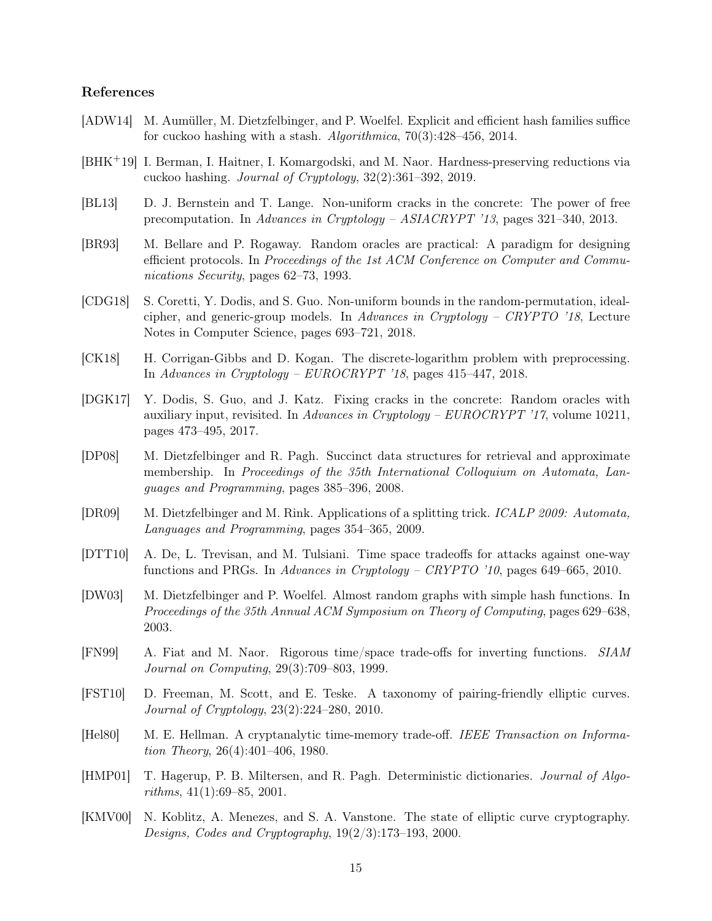## References

[ADW14] M. Aumüller, M. Dietzfelbinger, and P. Woelfel. Explicit and efficient hash families suffice for cuckoo hashing with a stash. *Algorithmica*, 70(3):428–456, 2014.

[BHK+19] I. Berman, I. Haitner, I. Komargodski, and M. Naor. Hardness-preserving reductions via cuckoo hashing. *Journal of Cryptology*, 32(2):361–392, 2019.

[BL13] D. J. Bernstein and T. Lange. Non-uniform cracks in the concrete: The power of free precomputation. In *Advances in Cryptology – ASIACRYPT '13*, pages 321–340, 2013.

[BR93] M. Bellare and P. Rogaway. Random oracles are practical: A paradigm for designing efficient protocols. In *Proceedings of the 1st ACM Conference on Computer and Communications Security*, pages 62–73, 1993.

[CDG18] S. Coretti, Y. Dodis, and S. Guo. Non-uniform bounds in the random-permutation, ideal-cipher, and generic-group models. In *Advances in Cryptology – CRYPTO '18*, Lecture Notes in Computer Science, pages 693–721, 2018.

[CK18] H. Corrigan-Gibbs and D. Kogan. The discrete-logarithm problem with preprocessing. In *Advances in Cryptology – EUROCRYPT '18*, pages 415–447, 2018.

[DGK17] Y. Dodis, S. Guo, and J. Katz. Fixing cracks in the concrete: Random oracles with auxiliary input, revisited. In *Advances in Cryptology – EUROCRYPT '17*, volume 10211, pages 473–495, 2017.

[DP08] M. Dietzfelbinger and R. Pagh. Succinct data structures for retrieval and approximate membership. In *Proceedings of the 35th International Colloquium on Automata, Languages and Programming*, pages 385–396, 2008.

[DR09] M. Dietzfelbinger and M. Rink. Applications of a splitting trick. *ICALP 2009: Automata, Languages and Programming*, pages 354–365, 2009.

[DTT10] A. De, L. Trevisan, and M. Tulsiani. Time space tradeoffs for attacks against one-way functions and PRGs. In *Advances in Cryptology – CRYPTO '10*, pages 649–665, 2010.

[DW03] M. Dietzfelbinger and P. Woelfel. Almost random graphs with simple hash functions. In *Proceedings of the 35th Annual ACM Symposium on Theory of Computing*, pages 629–638, 2003.

[FN99] A. Fiat and M. Naor. Rigorous time/space trade-offs for inverting functions. *SIAM Journal on Computing*, 29(3):709–803, 1999.

[FST10] D. Freeman, M. Scott, and E. Teske. A taxonomy of pairing-friendly elliptic curves. *Journal of Cryptology*, 23(2):224–280, 2010.

[Hel80] M. E. Hellman. A cryptanalytic time-memory trade-off. *IEEE Transaction on Information Theory*, 26(4):401–406, 1980.

[HMP01] T. Hagerup, P. B. Miltersen, and R. Pagh. Deterministic dictionaries. *Journal of Algorithms*, 41(1):69–85, 2001.

[KMV00] N. Koblitz, A. Menezes, and S. A. Vanstone. The state of elliptic curve cryptography. *Designs, Codes and Cryptography*, 19(2/3):173–193, 2000.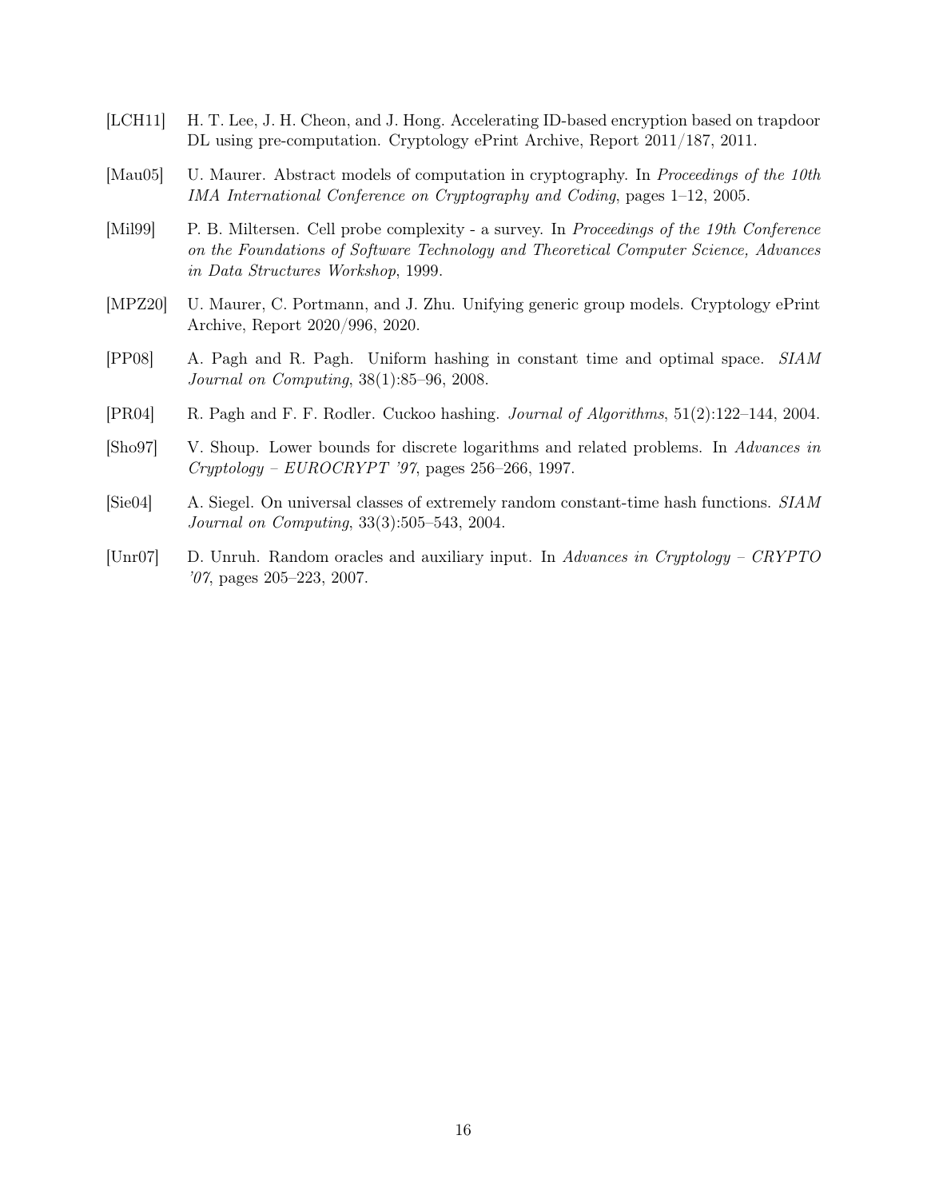[LCH11] H. T. Lee, J. H. Cheon, and J. Hong. Accelerating ID-based encryption based on trapdoor DL using pre-computation. Cryptology ePrint Archive, Report 2011/187, 2011.

[Mau05] U. Maurer. Abstract models of computation in cryptography. In *Proceedings of the 10th IMA International Conference on Cryptography and Coding*, pages 1–12, 2005.

[Mil99] P. B. Miltersen. Cell probe complexity - a survey. In *Proceedings of the 19th Conference on the Foundations of Software Technology and Theoretical Computer Science, Advances in Data Structures Workshop*, 1999.

[MPZ20] U. Maurer, C. Portmann, and J. Zhu. Unifying generic group models. Cryptology ePrint Archive, Report 2020/996, 2020.

[PP08] A. Pagh and R. Pagh. Uniform hashing in constant time and optimal space. *SIAM Journal on Computing*, 38(1):85–96, 2008.

[PR04] R. Pagh and F. F. Rodler. Cuckoo hashing. *Journal of Algorithms*, 51(2):122–144, 2004.

[Sho97] V. Shoup. Lower bounds for discrete logarithms and related problems. In *Advances in Cryptology – EUROCRYPT '97*, pages 256–266, 1997.

[Sie04] A. Siegel. On universal classes of extremely random constant-time hash functions. *SIAM Journal on Computing*, 33(3):505–543, 2004.

[Unr07] D. Unruh. Random oracles and auxiliary input. In *Advances in Cryptology – CRYPTO '07*, pages 205–223, 2007.